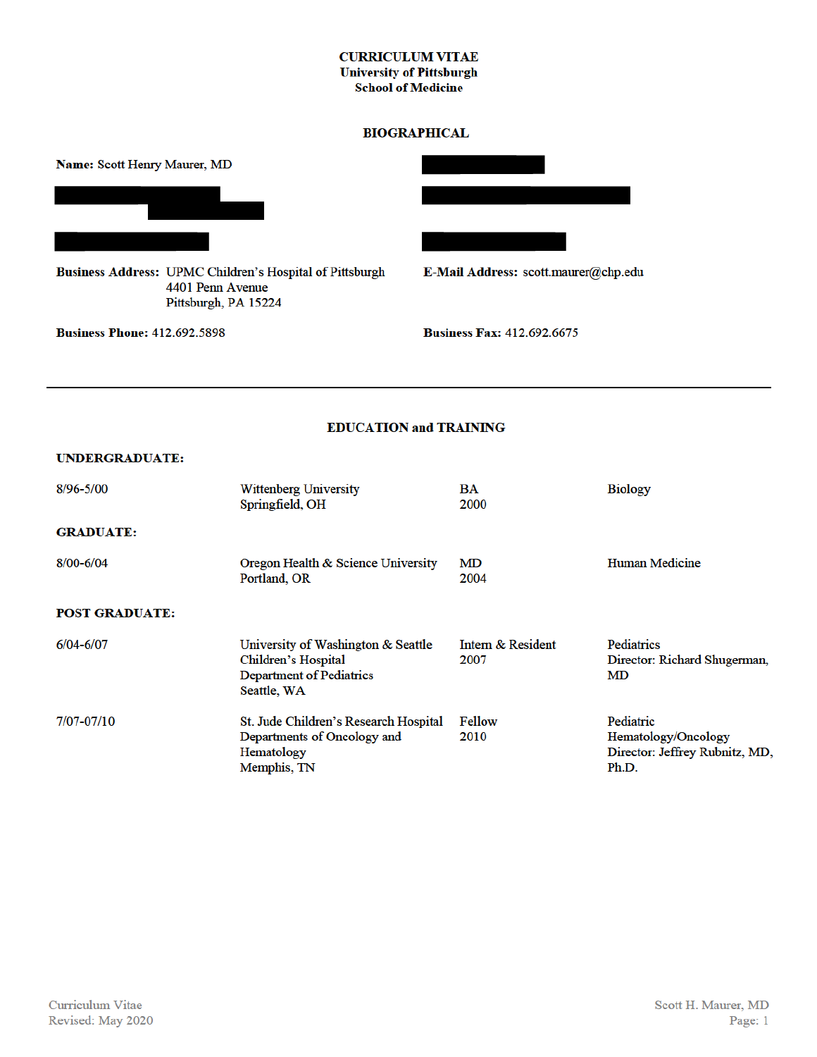# CURRICULUM VITAE
## University of Pittsburgh
## School of Medicine

## BIOGRAPHICAL

**Name:** Scott Henry Maurer, MD

**Business Address:** UPMC Children's Hospital of Pittsburgh
4401 Penn Avenue
Pittsburgh, PA 15224

**E-Mail Address:** scott.maurer@chp.edu

**Business Phone:** 412.692.5898

**Business Fax:** 412.692.6675

---

## EDUCATION and TRAINING

**UNDERGRADUATE:**

| | | | |
|---|---|---|---|
| 8/96-5/00 | Wittenberg University<br>Springfield, OH | BA<br>2000 | Biology |

**GRADUATE:**

| | | | |
|---|---|---|---|
| 8/00-6/04 | Oregon Health & Science University<br>Portland, OR | MD<br>2004 | Human Medicine |

**POST GRADUATE:**

| | | | |
|---|---|---|---|
| 6/04-6/07 | University of Washington & Seattle Children's Hospital<br>Department of Pediatrics<br>Seattle, WA | Intern & Resident<br>2007 | Pediatrics<br>Director: Richard Shugerman, MD |
| 7/07-07/10 | St. Jude Children's Research Hospital<br>Departments of Oncology and Hematology<br>Memphis, TN | Fellow<br>2010 | Pediatric Hematology/Oncology<br>Director: Jeffrey Rubnitz, MD, Ph.D. |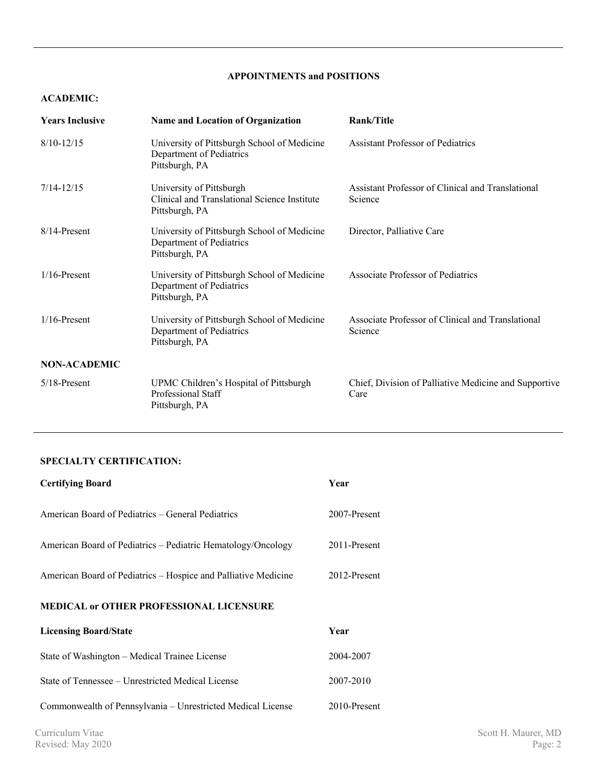## APPOINTMENTS and POSITIONS

### ACADEMIC:

| Years Inclusive | Name and Location of Organization | Rank/Title |
|---|---|---|
| 8/10-12/15 | University of Pittsburgh School of Medicine<br>Department of Pediatrics<br>Pittsburgh, PA | Assistant Professor of Pediatrics |
| 7/14-12/15 | University of Pittsburgh<br>Clinical and Translational Science Institute<br>Pittsburgh, PA | Assistant Professor of Clinical and Translational Science |
| 8/14-Present | University of Pittsburgh School of Medicine<br>Department of Pediatrics<br>Pittsburgh, PA | Director, Palliative Care |
| 1/16-Present | University of Pittsburgh School of Medicine<br>Department of Pediatrics<br>Pittsburgh, PA | Associate Professor of Pediatrics |
| 1/16-Present | University of Pittsburgh School of Medicine<br>Department of Pediatrics<br>Pittsburgh, PA | Associate Professor of Clinical and Translational Science |

### NON-ACADEMIC

| Years Inclusive | Name and Location of Organization | Rank/Title |
|---|---|---|
| 5/18-Present | UPMC Children's Hospital of Pittsburgh<br>Professional Staff<br>Pittsburgh, PA | Chief, Division of Palliative Medicine and Supportive Care |

### SPECIALTY CERTIFICATION:

| Certifying Board | Year |
|---|---|
| American Board of Pediatrics – General Pediatrics | 2007-Present |
| American Board of Pediatrics – Pediatric Hematology/Oncology | 2011-Present |
| American Board of Pediatrics – Hospice and Palliative Medicine | 2012-Present |

### MEDICAL or OTHER PROFESSIONAL LICENSURE

| Licensing Board/State | Year |
|---|---|
| State of Washington – Medical Trainee License | 2004-2007 |
| State of Tennessee – Unrestricted Medical License | 2007-2010 |
| Commonwealth of Pennsylvania – Unrestricted Medical License | 2010-Present |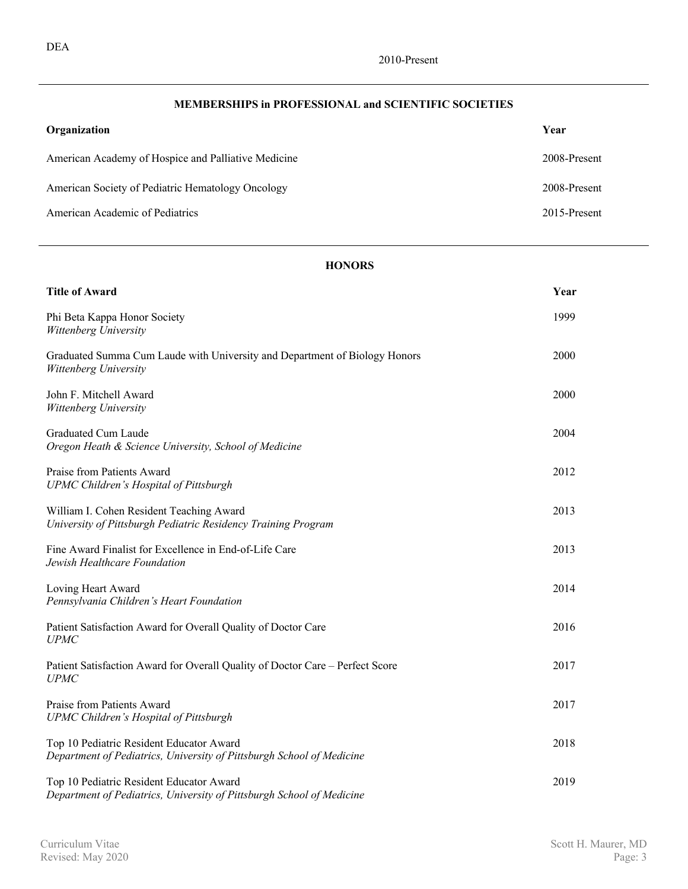| | |
|---|---|
| DEA | 2010-Present |

## MEMBERSHIPS in PROFESSIONAL and SCIENTIFIC SOCIETIES

| Organization | Year |
|---|---|
| American Academy of Hospice and Palliative Medicine | 2008-Present |
| American Society of Pediatric Hematology Oncology | 2008-Present |
| American Academic of Pediatrics | 2015-Present |

## HONORS

| Title of Award | Year |
|---|---|
| Phi Beta Kappa Honor Society<br>*Wittenberg University* | 1999 |
| Graduated Summa Cum Laude with University and Department of Biology Honors<br>*Wittenberg University* | 2000 |
| John F. Mitchell Award<br>*Wittenberg University* | 2000 |
| Graduated Cum Laude<br>*Oregon Heath & Science University, School of Medicine* | 2004 |
| Praise from Patients Award<br>*UPMC Children's Hospital of Pittsburgh* | 2012 |
| William I. Cohen Resident Teaching Award<br>*University of Pittsburgh Pediatric Residency Training Program* | 2013 |
| Fine Award Finalist for Excellence in End-of-Life Care<br>*Jewish Healthcare Foundation* | 2013 |
| Loving Heart Award<br>*Pennsylvania Children's Heart Foundation* | 2014 |
| Patient Satisfaction Award for Overall Quality of Doctor Care<br>*UPMC* | 2016 |
| Patient Satisfaction Award for Overall Quality of Doctor Care – Perfect Score<br>*UPMC* | 2017 |
| Praise from Patients Award<br>*UPMC Children's Hospital of Pittsburgh* | 2017 |
| Top 10 Pediatric Resident Educator Award<br>*Department of Pediatrics, University of Pittsburgh School of Medicine* | 2018 |
| Top 10 Pediatric Resident Educator Award<br>*Department of Pediatrics, University of Pittsburgh School of Medicine* | 2019 |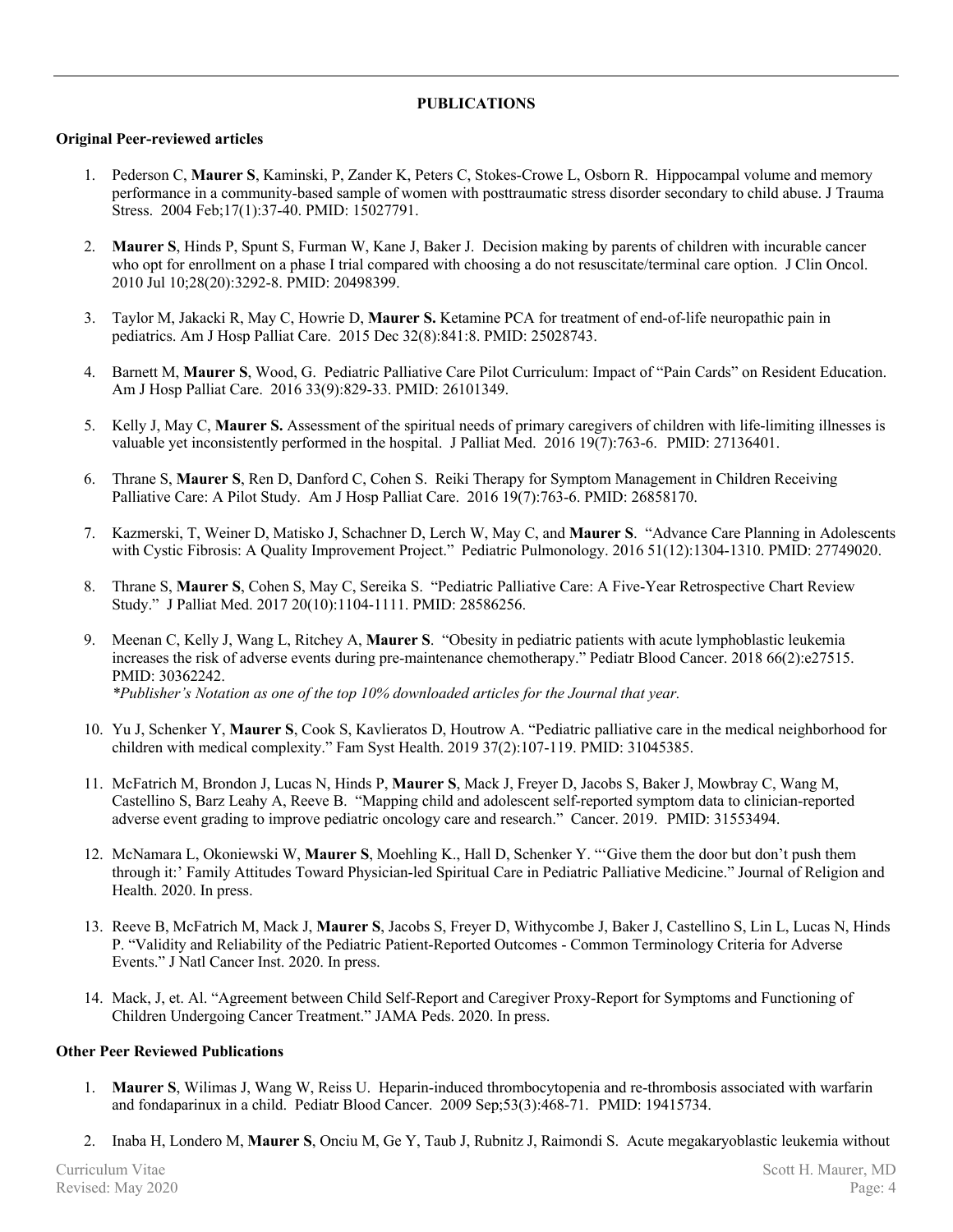## PUBLICATIONS

### Original Peer-reviewed articles

1. Pederson C, **Maurer S**, Kaminski, P, Zander K, Peters C, Stokes-Crowe L, Osborn R. Hippocampal volume and memory performance in a community-based sample of women with posttraumatic stress disorder secondary to child abuse. J Trauma Stress. 2004 Feb;17(1):37-40. PMID: 15027791.

2. **Maurer S**, Hinds P, Spunt S, Furman W, Kane J, Baker J. Decision making by parents of children with incurable cancer who opt for enrollment on a phase I trial compared with choosing a do not resuscitate/terminal care option. J Clin Oncol. 2010 Jul 10;28(20):3292-8. PMID: 20498399.

3. Taylor M, Jakacki R, May C, Howrie D, **Maurer S.** Ketamine PCA for treatment of end-of-life neuropathic pain in pediatrics. Am J Hosp Palliat Care. 2015 Dec 32(8):841:8. PMID: 25028743.

4. Barnett M, **Maurer S**, Wood, G. Pediatric Palliative Care Pilot Curriculum: Impact of "Pain Cards" on Resident Education. Am J Hosp Palliat Care. 2016 33(9):829-33. PMID: 26101349.

5. Kelly J, May C, **Maurer S.** Assessment of the spiritual needs of primary caregivers of children with life-limiting illnesses is valuable yet inconsistently performed in the hospital. J Palliat Med. 2016 19(7):763-6. PMID: 27136401.

6. Thrane S, **Maurer S**, Ren D, Danford C, Cohen S. Reiki Therapy for Symptom Management in Children Receiving Palliative Care: A Pilot Study. Am J Hosp Palliat Care. 2016 19(7):763-6. PMID: 26858170.

7. Kazmerski, T, Weiner D, Matisko J, Schachner D, Lerch W, May C, and **Maurer S**. "Advance Care Planning in Adolescents with Cystic Fibrosis: A Quality Improvement Project." Pediatric Pulmonology. 2016 51(12):1304-1310. PMID: 27749020.

8. Thrane S, **Maurer S**, Cohen S, May C, Sereika S. "Pediatric Palliative Care: A Five-Year Retrospective Chart Review Study." J Palliat Med. 2017 20(10):1104-1111. PMID: 28586256.

9. Meenan C, Kelly J, Wang L, Ritchey A, **Maurer S**. "Obesity in pediatric patients with acute lymphoblastic leukemia increases the risk of adverse events during pre-maintenance chemotherapy." Pediatr Blood Cancer. 2018 66(2):e27515. PMID: 30362242.
   *\*Publisher's Notation as one of the top 10% downloaded articles for the Journal that year.*

10. Yu J, Schenker Y, **Maurer S**, Cook S, Kavlieratos D, Houtrow A. "Pediatric palliative care in the medical neighborhood for children with medical complexity." Fam Syst Health. 2019 37(2):107-119. PMID: 31045385.

11. McFatrich M, Brondon J, Lucas N, Hinds P, **Maurer S**, Mack J, Freyer D, Jacobs S, Baker J, Mowbray C, Wang M, Castellino S, Barz Leahy A, Reeve B. "Mapping child and adolescent self-reported symptom data to clinician-reported adverse event grading to improve pediatric oncology care and research." Cancer. 2019. PMID: 31553494.

12. McNamara L, Okoniewski W, **Maurer S**, Moehling K., Hall D, Schenker Y. "'Give them the door but don't push them through it:' Family Attitudes Toward Physician-led Spiritual Care in Pediatric Palliative Medicine." Journal of Religion and Health. 2020. In press.

13. Reeve B, McFatrich M, Mack J, **Maurer S**, Jacobs S, Freyer D, Withycombe J, Baker J, Castellino S, Lin L, Lucas N, Hinds P. "Validity and Reliability of the Pediatric Patient-Reported Outcomes - Common Terminology Criteria for Adverse Events." J Natl Cancer Inst. 2020. In press.

14. Mack, J, et. Al. "Agreement between Child Self-Report and Caregiver Proxy-Report for Symptoms and Functioning of Children Undergoing Cancer Treatment." JAMA Peds. 2020. In press.

### Other Peer Reviewed Publications

1. **Maurer S**, Wilimas J, Wang W, Reiss U. Heparin-induced thrombocytopenia and re-thrombosis associated with warfarin and fondaparinux in a child. Pediatr Blood Cancer. 2009 Sep;53(3):468-71. PMID: 19415734.

2. Inaba H, Londero M, **Maurer S**, Onciu M, Ge Y, Taub J, Rubnitz J, Raimondi S. Acute megakaryoblastic leukemia without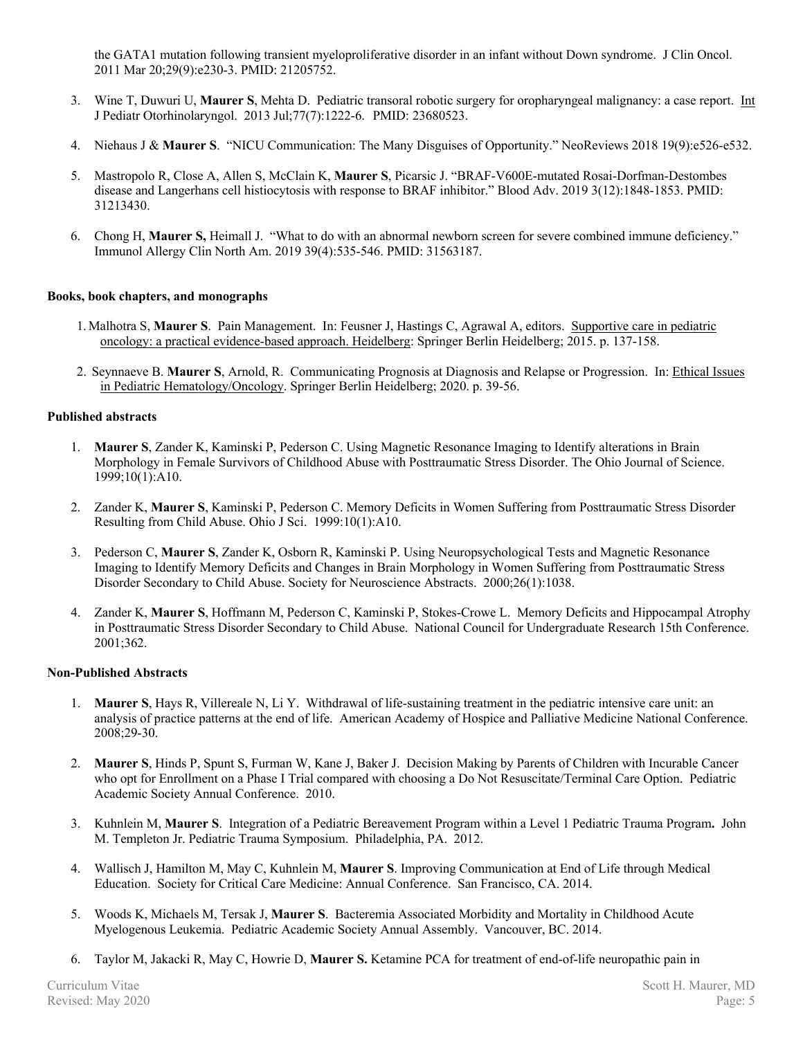the GATA1 mutation following transient myeloproliferative disorder in an infant without Down syndrome. J Clin Oncol. 2011 Mar 20;29(9):e230-3. PMID: 21205752.

3. Wine T, Duwuri U, **Maurer S**, Mehta D. Pediatric transoral robotic surgery for oropharyngeal malignancy: a case report. Int J Pediatr Otorhinolaryngol. 2013 Jul;77(7):1222-6. PMID: 23680523.

4. Niehaus J & **Maurer S**. "NICU Communication: The Many Disguises of Opportunity." NeoReviews 2018 19(9):e526-e532.

5. Mastropolo R, Close A, Allen S, McClain K, **Maurer S**, Picarsic J. "BRAF-V600E-mutated Rosai-Dorfman-Destombes disease and Langerhans cell histiocytosis with response to BRAF inhibitor." Blood Adv. 2019 3(12):1848-1853. PMID: 31213430.

6. Chong H, **Maurer S,** Heimall J. "What to do with an abnormal newborn screen for severe combined immune deficiency." Immunol Allergy Clin North Am. 2019 39(4):535-546. PMID: 31563187.

**Books, book chapters, and monographs**

1. Malhotra S, **Maurer S**. Pain Management. In: Feusner J, Hastings C, Agrawal A, editors. Supportive care in pediatric oncology: a practical evidence-based approach. Heidelberg: Springer Berlin Heidelberg; 2015. p. 137-158.

2. Seynnaeve B. **Maurer S**, Arnold, R. Communicating Prognosis at Diagnosis and Relapse or Progression. In: Ethical Issues in Pediatric Hematology/Oncology. Springer Berlin Heidelberg; 2020. p. 39-56.

**Published abstracts**

1. **Maurer S**, Zander K, Kaminski P, Pederson C. Using Magnetic Resonance Imaging to Identify alterations in Brain Morphology in Female Survivors of Childhood Abuse with Posttraumatic Stress Disorder. The Ohio Journal of Science. 1999;10(1):A10.

2. Zander K, **Maurer S**, Kaminski P, Pederson C. Memory Deficits in Women Suffering from Posttraumatic Stress Disorder Resulting from Child Abuse. Ohio J Sci. 1999:10(1):A10.

3. Pederson C, **Maurer S**, Zander K, Osborn R, Kaminski P. Using Neuropsychological Tests and Magnetic Resonance Imaging to Identify Memory Deficits and Changes in Brain Morphology in Women Suffering from Posttraumatic Stress Disorder Secondary to Child Abuse. Society for Neuroscience Abstracts. 2000;26(1):1038.

4. Zander K, **Maurer S**, Hoffmann M, Pederson C, Kaminski P, Stokes-Crowe L. Memory Deficits and Hippocampal Atrophy in Posttraumatic Stress Disorder Secondary to Child Abuse. National Council for Undergraduate Research 15th Conference. 2001;362.

**Non-Published Abstracts**

1. **Maurer S**, Hays R, Villereale N, Li Y. Withdrawal of life-sustaining treatment in the pediatric intensive care unit: an analysis of practice patterns at the end of life. American Academy of Hospice and Palliative Medicine National Conference. 2008;29-30.

2. **Maurer S**, Hinds P, Spunt S, Furman W, Kane J, Baker J. Decision Making by Parents of Children with Incurable Cancer who opt for Enrollment on a Phase I Trial compared with choosing a Do Not Resuscitate/Terminal Care Option. Pediatric Academic Society Annual Conference. 2010.

3. Kuhnlein M, **Maurer S**. Integration of a Pediatric Bereavement Program within a Level 1 Pediatric Trauma Program**.** John M. Templeton Jr. Pediatric Trauma Symposium. Philadelphia, PA. 2012.

4. Wallisch J, Hamilton M, May C, Kuhnlein M, **Maurer S**. Improving Communication at End of Life through Medical Education. Society for Critical Care Medicine: Annual Conference. San Francisco, CA. 2014.

5. Woods K, Michaels M, Tersak J, **Maurer S**. Bacteremia Associated Morbidity and Mortality in Childhood Acute Myelogenous Leukemia. Pediatric Academic Society Annual Assembly. Vancouver, BC. 2014.

6. Taylor M, Jakacki R, May C, Howrie D, **Maurer S.** Ketamine PCA for treatment of end-of-life neuropathic pain in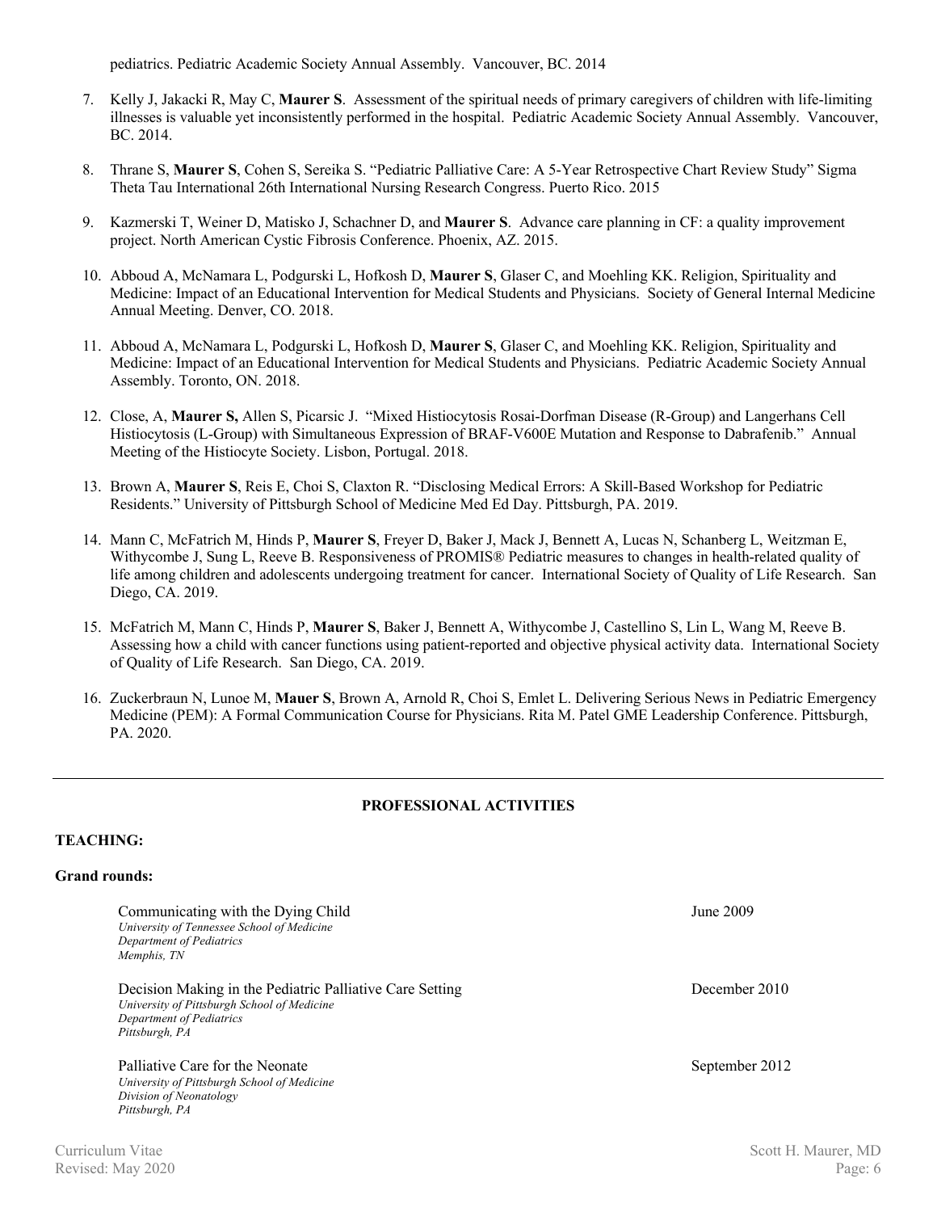pediatrics. Pediatric Academic Society Annual Assembly. Vancouver, BC. 2014

7. Kelly J, Jakacki R, May C, **Maurer S**. Assessment of the spiritual needs of primary caregivers of children with life-limiting illnesses is valuable yet inconsistently performed in the hospital. Pediatric Academic Society Annual Assembly. Vancouver, BC. 2014.

8. Thrane S, **Maurer S**, Cohen S, Sereika S. "Pediatric Palliative Care: A 5-Year Retrospective Chart Review Study" Sigma Theta Tau International 26th International Nursing Research Congress. Puerto Rico. 2015

9. Kazmerski T, Weiner D, Matisko J, Schachner D, and **Maurer S**. Advance care planning in CF: a quality improvement project. North American Cystic Fibrosis Conference. Phoenix, AZ. 2015.

10. Abboud A, McNamara L, Podgurski L, Hofkosh D, **Maurer S**, Glaser C, and Moehling KK. Religion, Spirituality and Medicine: Impact of an Educational Intervention for Medical Students and Physicians. Society of General Internal Medicine Annual Meeting. Denver, CO. 2018.

11. Abboud A, McNamara L, Podgurski L, Hofkosh D, **Maurer S**, Glaser C, and Moehling KK. Religion, Spirituality and Medicine: Impact of an Educational Intervention for Medical Students and Physicians. Pediatric Academic Society Annual Assembly. Toronto, ON. 2018.

12. Close, A, **Maurer S,** Allen S, Picarsic J. "Mixed Histiocytosis Rosai-Dorfman Disease (R-Group) and Langerhans Cell Histiocytosis (L-Group) with Simultaneous Expression of BRAF-V600E Mutation and Response to Dabrafenib." Annual Meeting of the Histiocyte Society. Lisbon, Portugal. 2018.

13. Brown A, **Maurer S**, Reis E, Choi S, Claxton R. "Disclosing Medical Errors: A Skill-Based Workshop for Pediatric Residents." University of Pittsburgh School of Medicine Med Ed Day. Pittsburgh, PA. 2019.

14. Mann C, McFatrich M, Hinds P, **Maurer S**, Freyer D, Baker J, Mack J, Bennett A, Lucas N, Schanberg L, Weitzman E, Withycombe J, Sung L, Reeve B. Responsiveness of PROMIS® Pediatric measures to changes in health-related quality of life among children and adolescents undergoing treatment for cancer. International Society of Quality of Life Research. San Diego, CA. 2019.

15. McFatrich M, Mann C, Hinds P, **Maurer S**, Baker J, Bennett A, Withycombe J, Castellino S, Lin L, Wang M, Reeve B. Assessing how a child with cancer functions using patient-reported and objective physical activity data. International Society of Quality of Life Research. San Diego, CA. 2019.

16. Zuckerbraun N, Lunoe M, **Mauer S**, Brown A, Arnold R, Choi S, Emlet L. Delivering Serious News in Pediatric Emergency Medicine (PEM): A Formal Communication Course for Physicians. Rita M. Patel GME Leadership Conference. Pittsburgh, PA. 2020.

---

## PROFESSIONAL ACTIVITIES

### TEACHING:

#### Grand rounds:

Communicating with the Dying Child — June 2009
*University of Tennessee School of Medicine*
*Department of Pediatrics*
*Memphis, TN*

Decision Making in the Pediatric Palliative Care Setting — December 2010
*University of Pittsburgh School of Medicine*
*Department of Pediatrics*
*Pittsburgh, PA*

Palliative Care for the Neonate — September 2012
*University of Pittsburgh School of Medicine*
*Division of Neonatology*
*Pittsburgh, PA*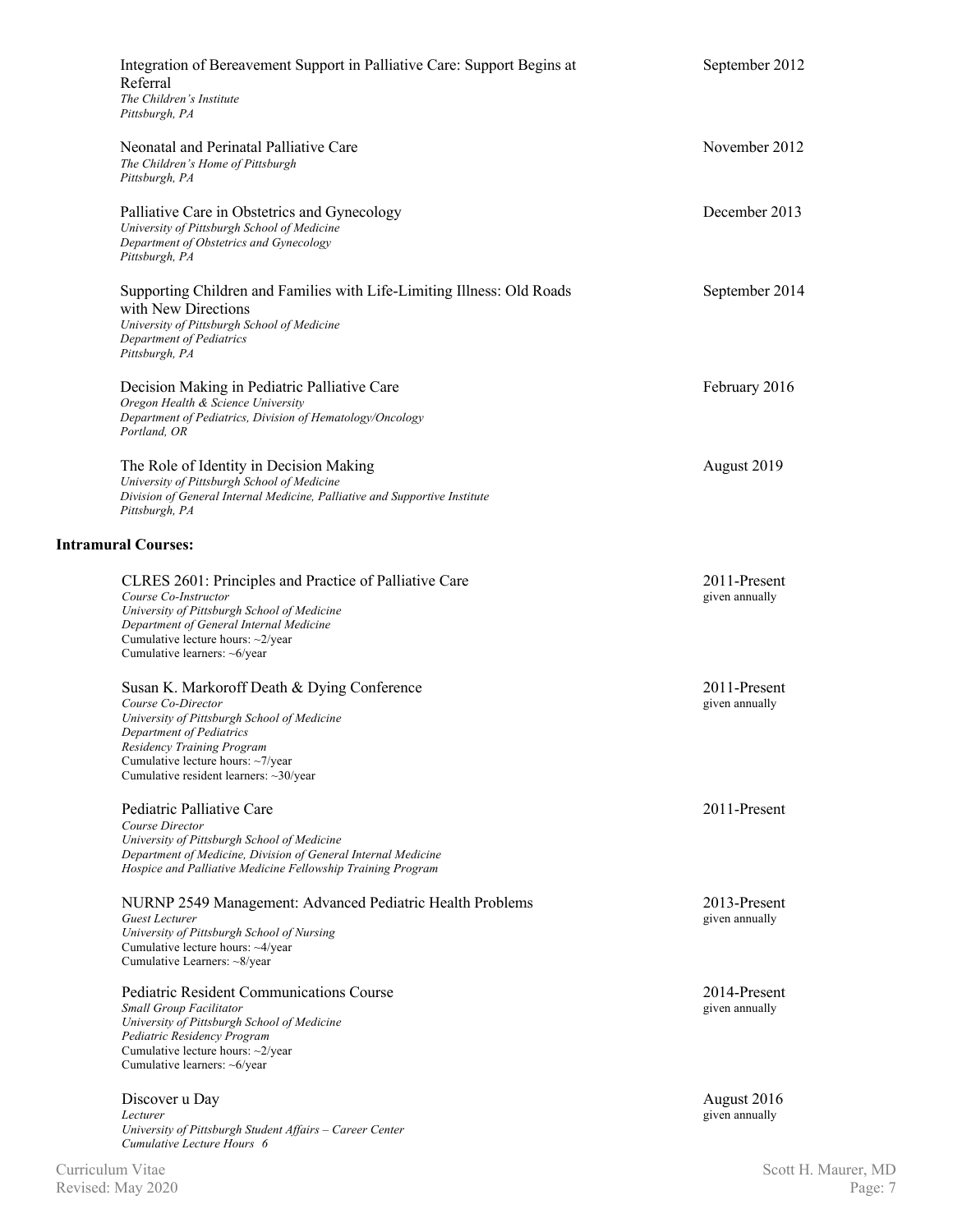Integration of Bereavement Support in Palliative Care: Support Begins at Referral — September 2012
*The Children's Institute*
*Pittsburgh, PA*

Neonatal and Perinatal Palliative Care — November 2012
*The Children's Home of Pittsburgh*
*Pittsburgh, PA*

Palliative Care in Obstetrics and Gynecology — December 2013
*University of Pittsburgh School of Medicine*
*Department of Obstetrics and Gynecology*
*Pittsburgh, PA*

Supporting Children and Families with Life-Limiting Illness: Old Roads with New Directions — September 2014
*University of Pittsburgh School of Medicine*
*Department of Pediatrics*
*Pittsburgh, PA*

Decision Making in Pediatric Palliative Care — February 2016
*Oregon Health & Science University*
*Department of Pediatrics, Division of Hematology/Oncology*
*Portland, OR*

The Role of Identity in Decision Making — August 2019
*University of Pittsburgh School of Medicine*
*Division of General Internal Medicine, Palliative and Supportive Institute*
*Pittsburgh, PA*

**Intramural Courses:**

CLRES 2601: Principles and Practice of Palliative Care — 2011-Present, given annually
*Course Co-Instructor*
*University of Pittsburgh School of Medicine*
*Department of General Internal Medicine*
Cumulative lecture hours: ~2/year
Cumulative learners: ~6/year

Susan K. Markoroff Death & Dying Conference — 2011-Present, given annually
*Course Co-Director*
*University of Pittsburgh School of Medicine*
*Department of Pediatrics*
*Residency Training Program*
Cumulative lecture hours: ~7/year
Cumulative resident learners: ~30/year

Pediatric Palliative Care — 2011-Present
*Course Director*
*University of Pittsburgh School of Medicine*
*Department of Medicine, Division of General Internal Medicine*
*Hospice and Palliative Medicine Fellowship Training Program*

NURNP 2549 Management: Advanced Pediatric Health Problems — 2013-Present, given annually
*Guest Lecturer*
*University of Pittsburgh School of Nursing*
Cumulative lecture hours: ~4/year
Cumulative Learners: ~8/year

Pediatric Resident Communications Course — 2014-Present, given annually
*Small Group Facilitator*
*University of Pittsburgh School of Medicine*
*Pediatric Residency Program*
Cumulative lecture hours: ~2/year
Cumulative learners: ~6/year

Discover u Day — August 2016, given annually
*Lecturer*
*University of Pittsburgh Student Affairs – Career Center*
*Cumulative Lecture Hours 6*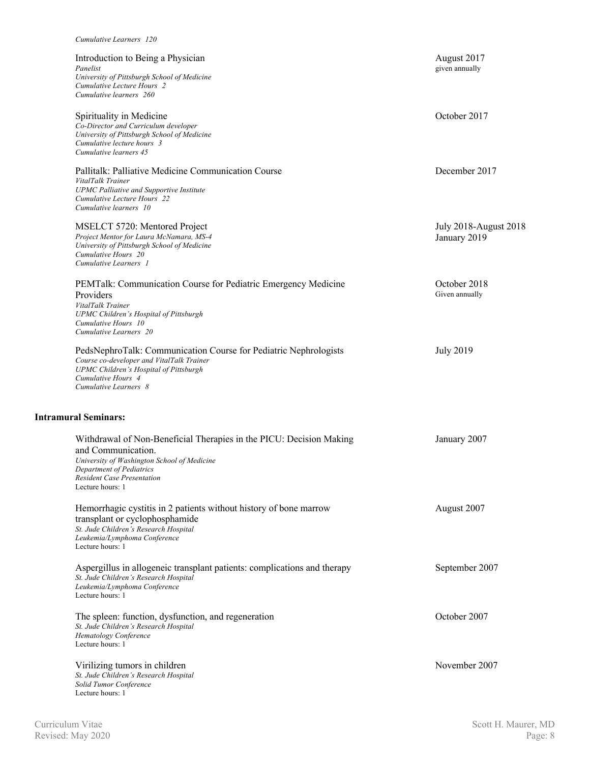*Cumulative Learners 120*

Introduction to Being a Physician — August 2017, given annually
*Panelist*
*University of Pittsburgh School of Medicine*
*Cumulative Lecture Hours 2*
*Cumulative learners 260*

Spirituality in Medicine — October 2017
*Co-Director and Curriculum developer*
*University of Pittsburgh School of Medicine*
*Cumulative lecture hours 3*
*Cumulative learners 45*

Pallitalk: Palliative Medicine Communication Course — December 2017
*VitalTalk Trainer*
*UPMC Palliative and Supportive Institute*
*Cumulative Lecture Hours 22*
*Cumulative learners 10*

MSELCT 5720: Mentored Project — July 2018-August 2018; January 2019
*Project Mentor for Laura McNamara, MS-4*
*University of Pittsburgh School of Medicine*
*Cumulative Hours 20*
*Cumulative Learners 1*

PEMTalk: Communication Course for Pediatric Emergency Medicine Providers — October 2018, Given annually
*VitalTalk Trainer*
*UPMC Children's Hospital of Pittsburgh*
*Cumulative Hours 10*
*Cumulative Learners 20*

PedsNephroTalk: Communication Course for Pediatric Nephrologists — July 2019
*Course co-developer and VitalTalk Trainer*
*UPMC Children's Hospital of Pittsburgh*
*Cumulative Hours 4*
*Cumulative Learners 8*

**Intramural Seminars:**

Withdrawal of Non-Beneficial Therapies in the PICU: Decision Making and Communication. — January 2007
*University of Washington School of Medicine*
*Department of Pediatrics*
*Resident Case Presentation*
Lecture hours: 1

Hemorrhagic cystitis in 2 patients without history of bone marrow transplant or cyclophosphamide — August 2007
*St. Jude Children's Research Hospital*
*Leukemia/Lymphoma Conference*
Lecture hours: 1

Aspergillus in allogeneic transplant patients: complications and therapy — September 2007
*St. Jude Children's Research Hospital*
*Leukemia/Lymphoma Conference*
Lecture hours: 1

The spleen: function, dysfunction, and regeneration — October 2007
*St. Jude Children's Research Hospital*
*Hematology Conference*
Lecture hours: 1

Virilizing tumors in children — November 2007
*St. Jude Children's Research Hospital*
*Solid Tumor Conference*
Lecture hours: 1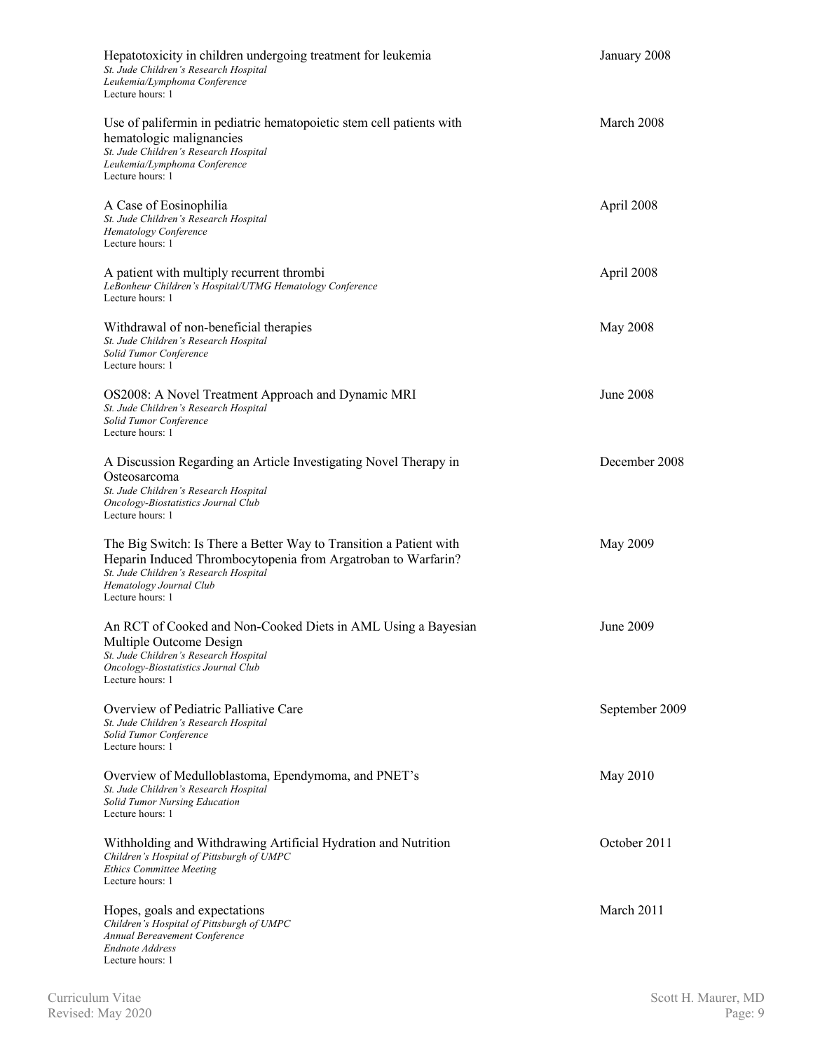Hepatotoxicity in children undergoing treatment for leukemia — January 2008
*St. Jude Children's Research Hospital*
*Leukemia/Lymphoma Conference*
Lecture hours: 1

Use of palifermin in pediatric hematopoietic stem cell patients with hematologic malignancies — March 2008
*St. Jude Children's Research Hospital*
*Leukemia/Lymphoma Conference*
Lecture hours: 1

A Case of Eosinophilia — April 2008
*St. Jude Children's Research Hospital*
*Hematology Conference*
Lecture hours: 1

A patient with multiply recurrent thrombi — April 2008
*LeBonheur Children's Hospital/UTMG Hematology Conference*
Lecture hours: 1

Withdrawal of non-beneficial therapies — May 2008
*St. Jude Children's Research Hospital*
*Solid Tumor Conference*
Lecture hours: 1

OS2008: A Novel Treatment Approach and Dynamic MRI — June 2008
*St. Jude Children's Research Hospital*
*Solid Tumor Conference*
Lecture hours: 1

A Discussion Regarding an Article Investigating Novel Therapy in Osteosarcoma — December 2008
*St. Jude Children's Research Hospital*
*Oncology-Biostatistics Journal Club*
Lecture hours: 1

The Big Switch: Is There a Better Way to Transition a Patient with Heparin Induced Thrombocytopenia from Argatroban to Warfarin? — May 2009
*St. Jude Children's Research Hospital*
*Hematology Journal Club*
Lecture hours: 1

An RCT of Cooked and Non-Cooked Diets in AML Using a Bayesian Multiple Outcome Design — June 2009
*St. Jude Children's Research Hospital*
*Oncology-Biostatistics Journal Club*
Lecture hours: 1

Overview of Pediatric Palliative Care — September 2009
*St. Jude Children's Research Hospital*
*Solid Tumor Conference*
Lecture hours: 1

Overview of Medulloblastoma, Ependymoma, and PNET's — May 2010
*St. Jude Children's Research Hospital*
*Solid Tumor Nursing Education*
Lecture hours: 1

Withholding and Withdrawing Artificial Hydration and Nutrition — October 2011
*Children's Hospital of Pittsburgh of UMPC*
*Ethics Committee Meeting*
Lecture hours: 1

Hopes, goals and expectations — March 2011
*Children's Hospital of Pittsburgh of UMPC*
*Annual Bereavement Conference*
*Endnote Address*
Lecture hours: 1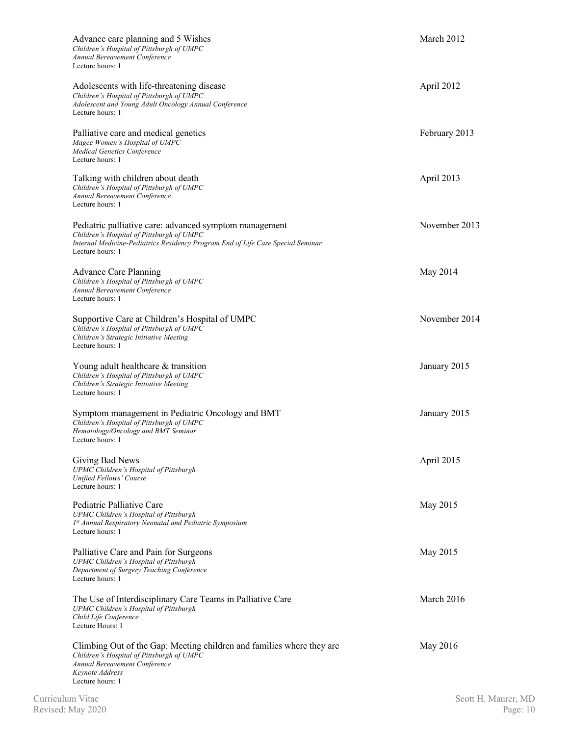Advance care planning and 5 Wishes — March 2012
*Children's Hospital of Pittsburgh of UMPC*
*Annual Bereavement Conference*
Lecture hours: 1

Adolescents with life-threatening disease — April 2012
*Children's Hospital of Pittsburgh of UMPC*
*Adolescent and Young Adult Oncology Annual Conference*
Lecture hours: 1

Palliative care and medical genetics — February 2013
*Magee Women's Hospital of UMPC*
*Medical Genetics Conference*
Lecture hours: 1

Talking with children about death — April 2013
*Children's Hospital of Pittsburgh of UMPC*
*Annual Bereavement Conference*
Lecture hours: 1

Pediatric palliative care: advanced symptom management — November 2013
*Children's Hospital of Pittsburgh of UMPC*
*Internal Medicine-Pediatrics Residency Program End of Life Care Special Seminar*
Lecture hours: 1

Advance Care Planning — May 2014
*Children's Hospital of Pittsburgh of UMPC*
*Annual Bereavement Conference*
Lecture hours: 1

Supportive Care at Children's Hospital of UMPC — November 2014
*Children's Hospital of Pittsburgh of UMPC*
*Children's Strategic Initiative Meeting*
Lecture hours: 1

Young adult healthcare & transition — January 2015
*Children's Hospital of Pittsburgh of UMPC*
*Children's Strategic Initiative Meeting*
Lecture hours: 1

Symptom management in Pediatric Oncology and BMT — January 2015
*Children's Hospital of Pittsburgh of UMPC*
*Hematology/Oncology and BMT Seminar*
Lecture hours: 1

Giving Bad News — April 2015
*UPMC Children's Hospital of Pittsburgh*
*Unified Fellows' Course*
Lecture hours: 1

Pediatric Palliative Care — May 2015
*UPMC Children's Hospital of Pittsburgh*
*1st Annual Respiratory Neonatal and Pediatric Symposium*
Lecture hours: 1

Palliative Care and Pain for Surgeons — May 2015
*UPMC Children's Hospital of Pittsburgh*
*Department of Surgery Teaching Conference*
Lecture hours: 1

The Use of Interdisciplinary Care Teams in Palliative Care — March 2016
*UPMC Children's Hospital of Pittsburgh*
*Child Life Conference*
Lecture Hours: 1

Climbing Out of the Gap: Meeting children and families where they are — May 2016
*Children's Hospital of Pittsburgh of UMPC*
*Annual Bereavement Conference*
*Keynote Address*
Lecture hours: 1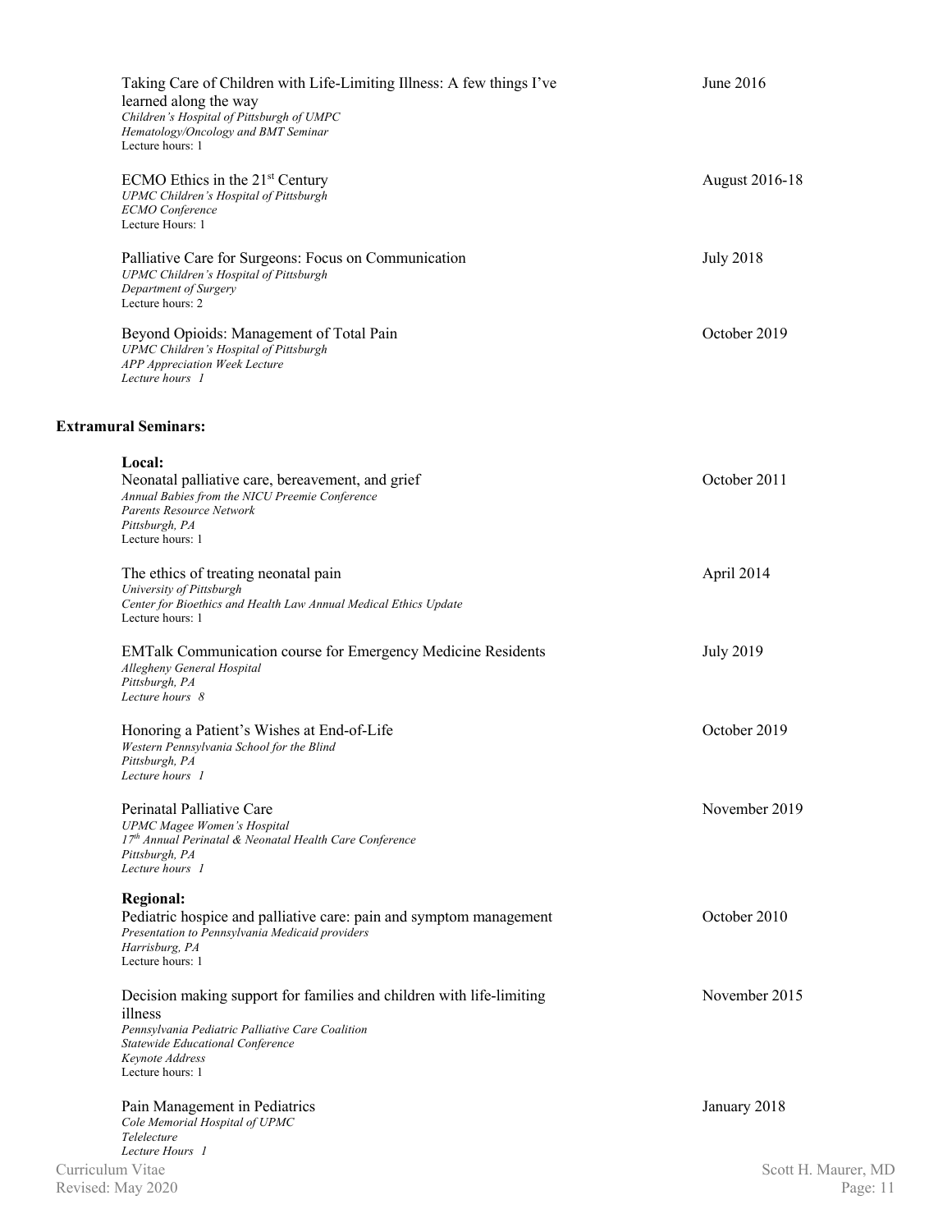Taking Care of Children with Life-Limiting Illness: A few things I've learned along the way — June 2016
*Children's Hospital of Pittsburgh of UPMC*
*Hematology/Oncology and BMT Seminar*
Lecture hours: 1

ECMO Ethics in the 21st Century — August 2016-18
*UPMC Children's Hospital of Pittsburgh*
*ECMO Conference*
Lecture Hours: 1

Palliative Care for Surgeons: Focus on Communication — July 2018
*UPMC Children's Hospital of Pittsburgh*
*Department of Surgery*
Lecture hours: 2

Beyond Opioids: Management of Total Pain — October 2019
*UPMC Children's Hospital of Pittsburgh*
*APP Appreciation Week Lecture*
*Lecture hours 1*

**Extramural Seminars:**

**Local:**

Neonatal palliative care, bereavement, and grief — October 2011
*Annual Babies from the NICU Preemie Conference*
*Parents Resource Network*
*Pittsburgh, PA*
Lecture hours: 1

The ethics of treating neonatal pain — April 2014
*University of Pittsburgh*
*Center for Bioethics and Health Law Annual Medical Ethics Update*
Lecture hours: 1

EMTalk Communication course for Emergency Medicine Residents — July 2019
*Allegheny General Hospital*
*Pittsburgh, PA*
*Lecture hours 8*

Honoring a Patient's Wishes at End-of-Life — October 2019
*Western Pennsylvania School for the Blind*
*Pittsburgh, PA*
*Lecture hours 1*

Perinatal Palliative Care — November 2019
*UPMC Magee Women's Hospital*
*17th Annual Perinatal & Neonatal Health Care Conference*
*Pittsburgh, PA*
*Lecture hours 1*

**Regional:**

Pediatric hospice and palliative care: pain and symptom management — October 2010
*Presentation to Pennsylvania Medicaid providers*
*Harrisburg, PA*
Lecture hours: 1

Decision making support for families and children with life-limiting illness — November 2015
*Pennsylvania Pediatric Palliative Care Coalition*
*Statewide Educational Conference*
*Keynote Address*
Lecture hours: 1

Pain Management in Pediatrics — January 2018
*Cole Memorial Hospital of UPMC*
*Telelecture*
*Lecture Hours 1*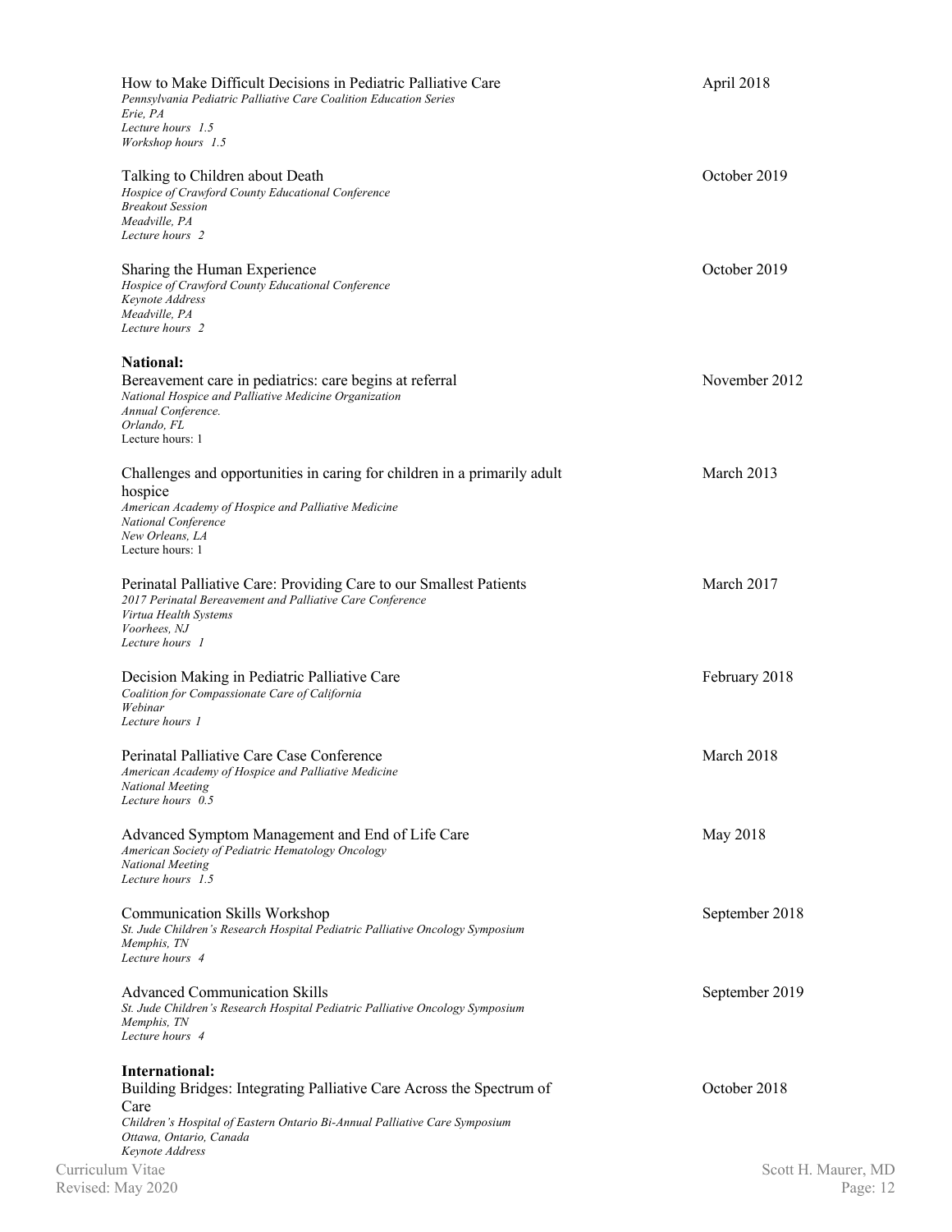How to Make Difficult Decisions in Pediatric Palliative Care — April 2018
*Pennsylvania Pediatric Palliative Care Coalition Education Series*
*Erie, PA*
*Lecture hours 1.5*
*Workshop hours 1.5*

Talking to Children about Death — October 2019
*Hospice of Crawford County Educational Conference*
*Breakout Session*
*Meadville, PA*
*Lecture hours 2*

Sharing the Human Experience — October 2019
*Hospice of Crawford County Educational Conference*
*Keynote Address*
*Meadville, PA*
*Lecture hours 2*

**National:**

Bereavement care in pediatrics: care begins at referral — November 2012
*National Hospice and Palliative Medicine Organization*
*Annual Conference.*
*Orlando, FL*
Lecture hours: 1

Challenges and opportunities in caring for children in a primarily adult hospice — March 2013
*American Academy of Hospice and Palliative Medicine*
*National Conference*
*New Orleans, LA*
Lecture hours: 1

Perinatal Palliative Care: Providing Care to our Smallest Patients — March 2017
*2017 Perinatal Bereavement and Palliative Care Conference*
*Virtua Health Systems*
*Voorhees, NJ*
*Lecture hours 1*

Decision Making in Pediatric Palliative Care — February 2018
*Coalition for Compassionate Care of California*
*Webinar*
*Lecture hours 1*

Perinatal Palliative Care Case Conference — March 2018
*American Academy of Hospice and Palliative Medicine*
*National Meeting*
*Lecture hours 0.5*

Advanced Symptom Management and End of Life Care — May 2018
*American Society of Pediatric Hematology Oncology*
*National Meeting*
*Lecture hours 1.5*

Communication Skills Workshop — September 2018
*St. Jude Children's Research Hospital Pediatric Palliative Oncology Symposium*
*Memphis, TN*
*Lecture hours 4*

Advanced Communication Skills — September 2019
*St. Jude Children's Research Hospital Pediatric Palliative Oncology Symposium*
*Memphis, TN*
*Lecture hours 4*

**International:**

Building Bridges: Integrating Palliative Care Across the Spectrum of Care — October 2018
*Children's Hospital of Eastern Ontario Bi-Annual Palliative Care Symposium*
*Ottawa, Ontario, Canada*
*Keynote Address*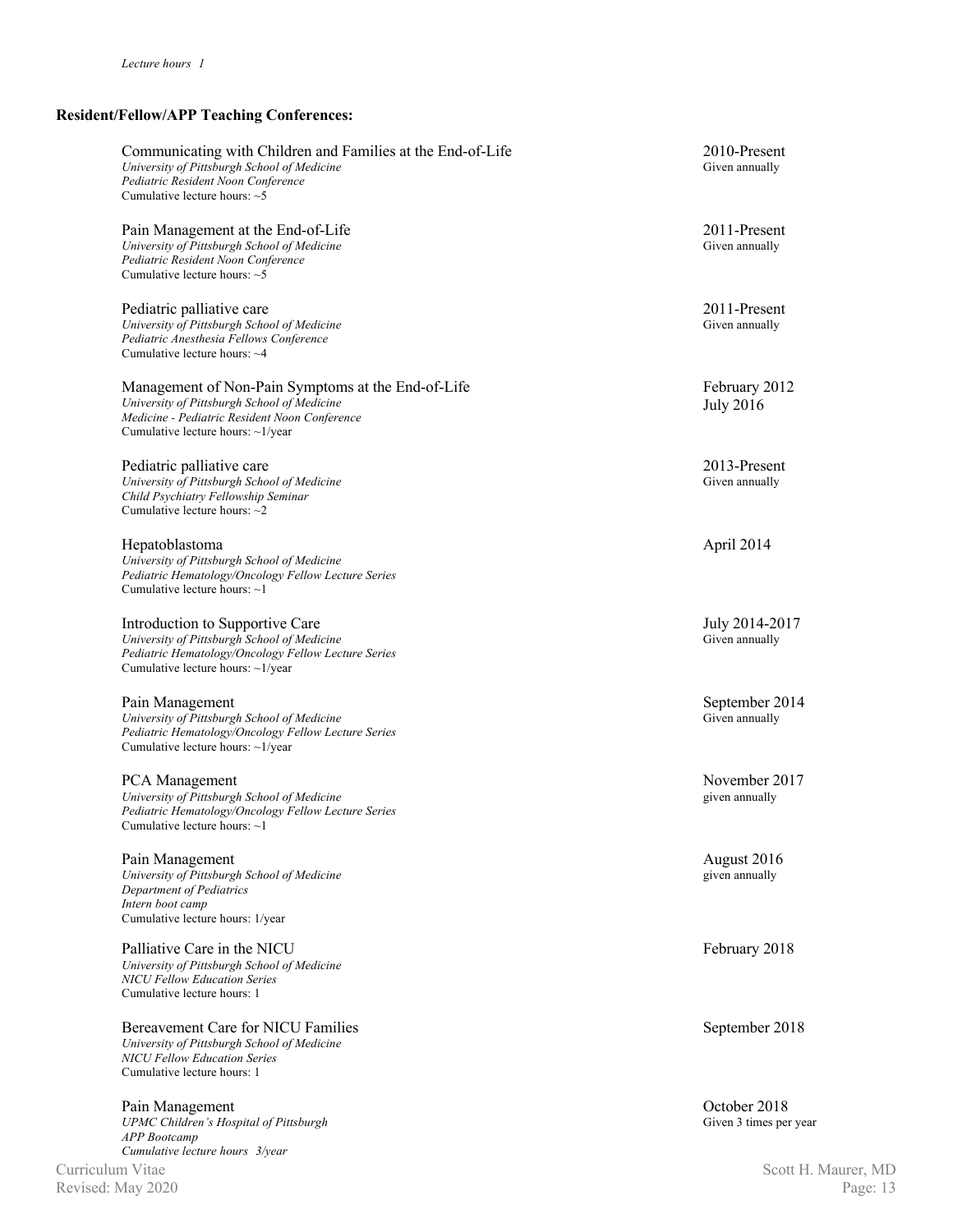*Lecture hours 1*

**Resident/Fellow/APP Teaching Conferences:**

Communicating with Children and Families at the End-of-Life — 2010-Present, Given annually
*University of Pittsburgh School of Medicine*
*Pediatric Resident Noon Conference*
Cumulative lecture hours: ~5

Pain Management at the End-of-Life — 2011-Present, Given annually
*University of Pittsburgh School of Medicine*
*Pediatric Resident Noon Conference*
Cumulative lecture hours: ~5

Pediatric palliative care — 2011-Present, Given annually
*University of Pittsburgh School of Medicine*
*Pediatric Anesthesia Fellows Conference*
Cumulative lecture hours: ~4

Management of Non-Pain Symptoms at the End-of-Life — February 2012, July 2016
*University of Pittsburgh School of Medicine*
*Medicine - Pediatric Resident Noon Conference*
Cumulative lecture hours: ~1/year

Pediatric palliative care — 2013-Present, Given annually
*University of Pittsburgh School of Medicine*
*Child Psychiatry Fellowship Seminar*
Cumulative lecture hours: ~2

Hepatoblastoma — April 2014
*University of Pittsburgh School of Medicine*
*Pediatric Hematology/Oncology Fellow Lecture Series*
Cumulative lecture hours: ~1

Introduction to Supportive Care — July 2014-2017, Given annually
*University of Pittsburgh School of Medicine*
*Pediatric Hematology/Oncology Fellow Lecture Series*
Cumulative lecture hours: ~1/year

Pain Management — September 2014, Given annually
*University of Pittsburgh School of Medicine*
*Pediatric Hematology/Oncology Fellow Lecture Series*
Cumulative lecture hours: ~1/year

PCA Management — November 2017, given annually
*University of Pittsburgh School of Medicine*
*Pediatric Hematology/Oncology Fellow Lecture Series*
Cumulative lecture hours: ~1

Pain Management — August 2016, given annually
*University of Pittsburgh School of Medicine*
*Department of Pediatrics*
*Intern boot camp*
Cumulative lecture hours: 1/year

Palliative Care in the NICU — February 2018
*University of Pittsburgh School of Medicine*
*NICU Fellow Education Series*
Cumulative lecture hours: 1

Bereavement Care for NICU Families — September 2018
*University of Pittsburgh School of Medicine*
*NICU Fellow Education Series*
Cumulative lecture hours: 1

Pain Management — October 2018, Given 3 times per year
*UPMC Children's Hospital of Pittsburgh*
*APP Bootcamp*
*Cumulative lecture hours 3/year*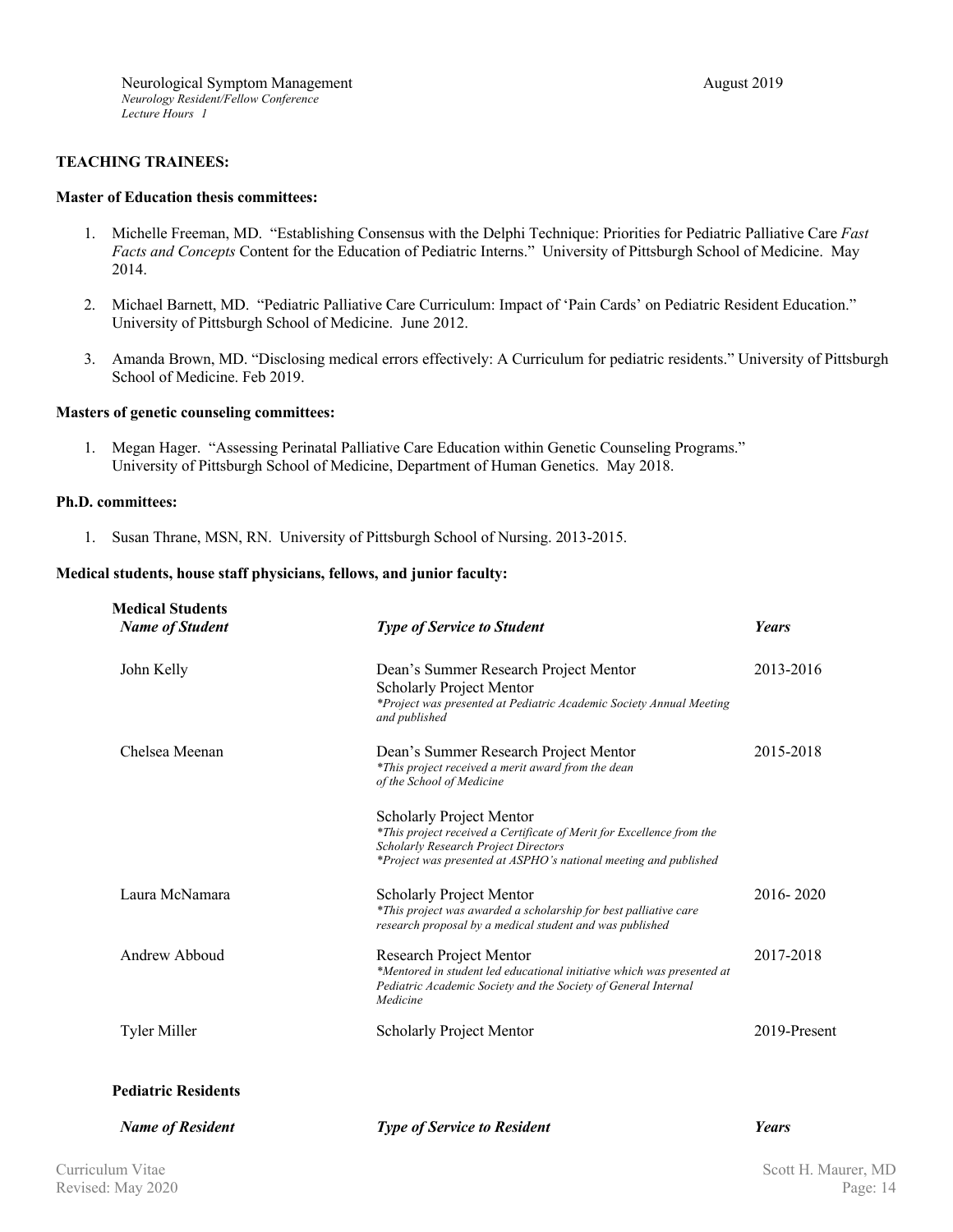Neurological Symptom Management — August 2019
*Neurology Resident/Fellow Conference*
*Lecture Hours 1*

**TEACHING TRAINEES:**

**Master of Education thesis committees:**

1. Michelle Freeman, MD. "Establishing Consensus with the Delphi Technique: Priorities for Pediatric Palliative Care *Fast Facts and Concepts* Content for the Education of Pediatric Interns." University of Pittsburgh School of Medicine. May 2014.

2. Michael Barnett, MD. "Pediatric Palliative Care Curriculum: Impact of 'Pain Cards' on Pediatric Resident Education." University of Pittsburgh School of Medicine. June 2012.

3. Amanda Brown, MD. "Disclosing medical errors effectively: A Curriculum for pediatric residents." University of Pittsburgh School of Medicine. Feb 2019.

**Masters of genetic counseling committees:**

1. Megan Hager. "Assessing Perinatal Palliative Care Education within Genetic Counseling Programs." University of Pittsburgh School of Medicine, Department of Human Genetics. May 2018.

**Ph.D. committees:**

1. Susan Thrane, MSN, RN. University of Pittsburgh School of Nursing. 2013-2015.

**Medical students, house staff physicians, fellows, and junior faculty:**

**Medical Students**

| *Name of Student* | *Type of Service to Student* | *Years* |
|---|---|---|
| John Kelly | Dean's Summer Research Project Mentor<br>Scholarly Project Mentor<br>*\*Project was presented at Pediatric Academic Society Annual Meeting and published* | 2013-2016 |
| Chelsea Meenan | Dean's Summer Research Project Mentor<br>*\*This project received a merit award from the dean of the School of Medicine*<br><br>Scholarly Project Mentor<br>*\*This project received a Certificate of Merit for Excellence from the Scholarly Research Project Directors*<br>*\*Project was presented at ASPHO's national meeting and published* | 2015-2018 |
| Laura McNamara | Scholarly Project Mentor<br>*\*This project was awarded a scholarship for best palliative care research proposal by a medical student and was published* | 2016- 2020 |
| Andrew Abboud | Research Project Mentor<br>*\*Mentored in student led educational initiative which was presented at Pediatric Academic Society and the Society of General Internal Medicine* | 2017-2018 |
| Tyler Miller | Scholarly Project Mentor | 2019-Present |

**Pediatric Residents**

| *Name of Resident* | *Type of Service to Resident* | *Years* |
|---|---|---|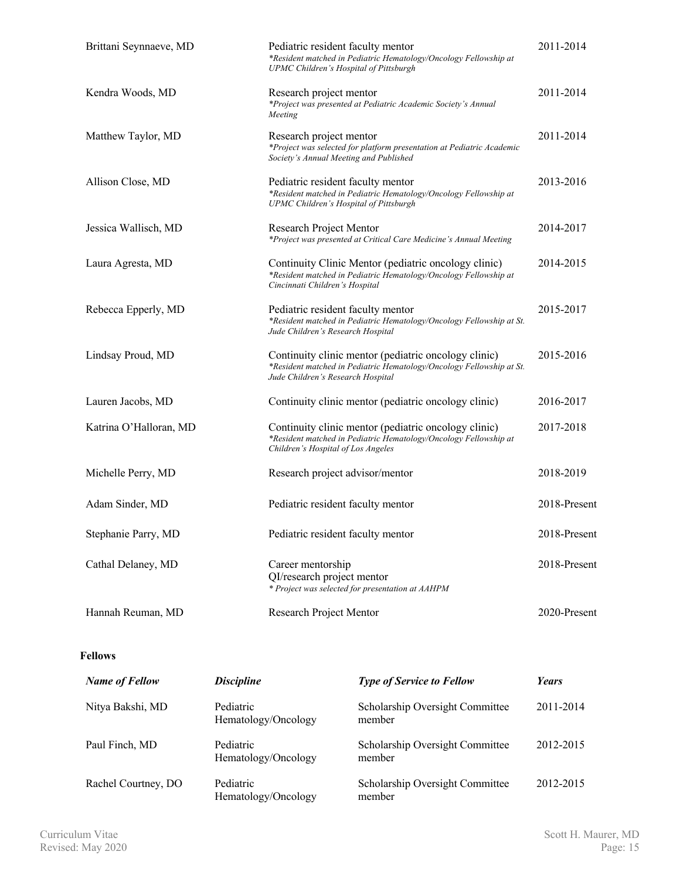| | | |
|---|---|---|
| Brittani Seynnaeve, MD | Pediatric resident faculty mentor<br>*\*Resident matched in Pediatric Hematology/Oncology Fellowship at UPMC Children's Hospital of Pittsburgh* | 2011-2014 |
| Kendra Woods, MD | Research project mentor<br>*\*Project was presented at Pediatric Academic Society's Annual Meeting* | 2011-2014 |
| Matthew Taylor, MD | Research project mentor<br>*\*Project was selected for platform presentation at Pediatric Academic Society's Annual Meeting and Published* | 2011-2014 |
| Allison Close, MD | Pediatric resident faculty mentor<br>*\*Resident matched in Pediatric Hematology/Oncology Fellowship at UPMC Children's Hospital of Pittsburgh* | 2013-2016 |
| Jessica Wallisch, MD | Research Project Mentor<br>*\*Project was presented at Critical Care Medicine's Annual Meeting* | 2014-2017 |
| Laura Agresta, MD | Continuity Clinic Mentor (pediatric oncology clinic)<br>*\*Resident matched in Pediatric Hematology/Oncology Fellowship at Cincinnati Children's Hospital* | 2014-2015 |
| Rebecca Epperly, MD | Pediatric resident faculty mentor<br>*\*Resident matched in Pediatric Hematology/Oncology Fellowship at St. Jude Children's Research Hospital* | 2015-2017 |
| Lindsay Proud, MD | Continuity clinic mentor (pediatric oncology clinic)<br>*\*Resident matched in Pediatric Hematology/Oncology Fellowship at St. Jude Children's Research Hospital* | 2015-2016 |
| Lauren Jacobs, MD | Continuity clinic mentor (pediatric oncology clinic) | 2016-2017 |
| Katrina O'Halloran, MD | Continuity clinic mentor (pediatric oncology clinic)<br>*\*Resident matched in Pediatric Hematology/Oncology Fellowship at Children's Hospital of Los Angeles* | 2017-2018 |
| Michelle Perry, MD | Research project advisor/mentor | 2018-2019 |
| Adam Sinder, MD | Pediatric resident faculty mentor | 2018-Present |
| Stephanie Parry, MD | Pediatric resident faculty mentor | 2018-Present |
| Cathal Delaney, MD | Career mentorship<br>QI/research project mentor<br>*\* Project was selected for presentation at AAHPM* | 2018-Present |
| Hannah Reuman, MD | Research Project Mentor | 2020-Present |

**Fellows**

| *Name of Fellow* | *Discipline* | *Type of Service to Fellow* | *Years* |
|---|---|---|---|
| Nitya Bakshi, MD | Pediatric Hematology/Oncology | Scholarship Oversight Committee member | 2011-2014 |
| Paul Finch, MD | Pediatric Hematology/Oncology | Scholarship Oversight Committee member | 2012-2015 |
| Rachel Courtney, DO | Pediatric Hematology/Oncology | Scholarship Oversight Committee member | 2012-2015 |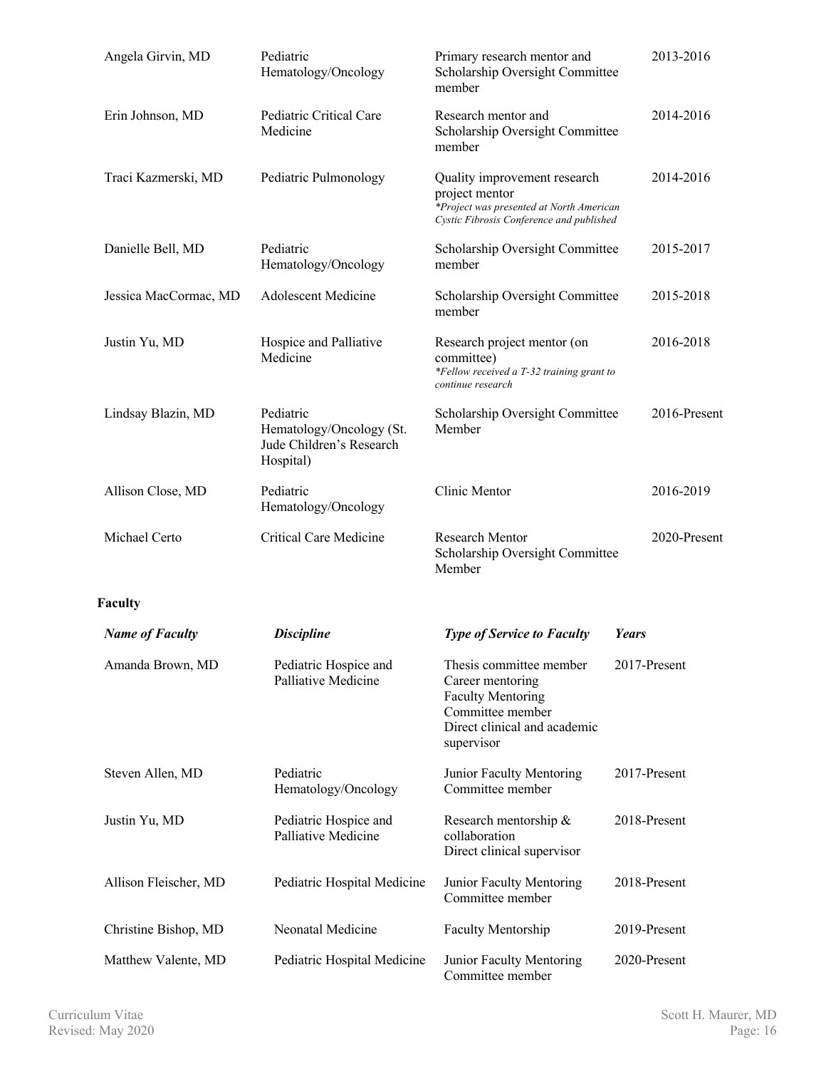| | | | |
|---|---|---|---|
| Angela Girvin, MD | Pediatric Hematology/Oncology | Primary research mentor and Scholarship Oversight Committee member | 2013-2016 |
| Erin Johnson, MD | Pediatric Critical Care Medicine | Research mentor and Scholarship Oversight Committee member | 2014-2016 |
| Traci Kazmerski, MD | Pediatric Pulmonology | Quality improvement research project mentor *\*Project was presented at North American Cystic Fibrosis Conference and published* | 2014-2016 |
| Danielle Bell, MD | Pediatric Hematology/Oncology | Scholarship Oversight Committee member | 2015-2017 |
| Jessica MacCormac, MD | Adolescent Medicine | Scholarship Oversight Committee member | 2015-2018 |
| Justin Yu, MD | Hospice and Palliative Medicine | Research project mentor (on committee) *\*Fellow received a T-32 training grant to continue research* | 2016-2018 |
| Lindsay Blazin, MD | Pediatric Hematology/Oncology (St. Jude Children's Research Hospital) | Scholarship Oversight Committee Member | 2016-Present |
| Allison Close, MD | Pediatric Hematology/Oncology | Clinic Mentor | 2016-2019 |
| Michael Certo | Critical Care Medicine | Research Mentor<br>Scholarship Oversight Committee Member | 2020-Present |

**Faculty**

| ***Name of Faculty*** | ***Discipline*** | ***Type of Service to Faculty*** | ***Years*** |
|---|---|---|---|
| Amanda Brown, MD | Pediatric Hospice and Palliative Medicine | Thesis committee member<br>Career mentoring<br>Faculty Mentoring Committee member<br>Direct clinical and academic supervisor | 2017-Present |
| Steven Allen, MD | Pediatric Hematology/Oncology | Junior Faculty Mentoring Committee member | 2017-Present |
| Justin Yu, MD | Pediatric Hospice and Palliative Medicine | Research mentorship & collaboration<br>Direct clinical supervisor | 2018-Present |
| Allison Fleischer, MD | Pediatric Hospital Medicine | Junior Faculty Mentoring Committee member | 2018-Present |
| Christine Bishop, MD | Neonatal Medicine | Faculty Mentorship | 2019-Present |
| Matthew Valente, MD | Pediatric Hospital Medicine | Junior Faculty Mentoring Committee member | 2020-Present |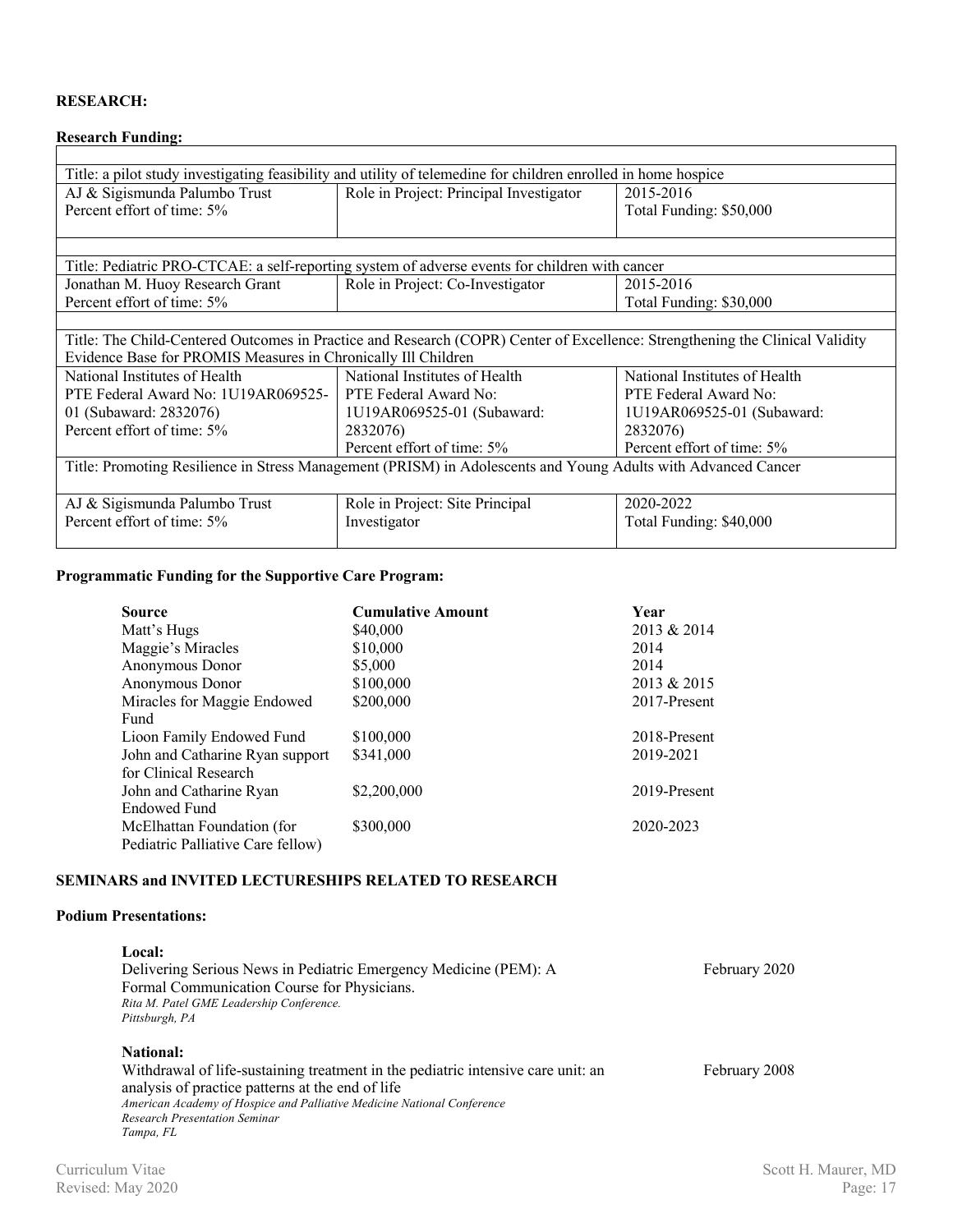**RESEARCH:**

**Research Funding:**

| | | |
|---|---|---|
| Title: a pilot study investigating feasibility and utility of telemedine for children enrolled in home hospice | | |
| AJ & Sigismunda Palumbo Trust<br>Percent effort of time: 5% | Role in Project: Principal Investigator | 2015-2016<br>Total Funding: $50,000 |
| | | |
| Title: Pediatric PRO-CTCAE: a self-reporting system of adverse events for children with cancer | | |
| Jonathan M. Huoy Research Grant<br>Percent effort of time: 5% | Role in Project: Co-Investigator | 2015-2016<br>Total Funding: $30,000 |
| | | |
| Title: The Child-Centered Outcomes in Practice and Research (COPR) Center of Excellence: Strengthening the Clinical Validity Evidence Base for PROMIS Measures in Chronically Ill Children | | |
| National Institutes of Health<br>PTE Federal Award No: 1U19AR069525-01 (Subaward: 2832076)<br>Percent effort of time: 5% | National Institutes of Health<br>PTE Federal Award No: 1U19AR069525-01 (Subaward: 2832076)<br>Percent effort of time: 5% | National Institutes of Health<br>PTE Federal Award No: 1U19AR069525-01 (Subaward: 2832076)<br>Percent effort of time: 5% |
| Title: Promoting Resilience in Stress Management (PRISM) in Adolescents and Young Adults with Advanced Cancer | | |
| AJ & Sigismunda Palumbo Trust<br>Percent effort of time: 5% | Role in Project: Site Principal Investigator | 2020-2022<br>Total Funding: $40,000 |

**Programmatic Funding for the Supportive Care Program:**

| Source | Cumulative Amount | Year |
|---|---|---|
| Matt's Hugs | $40,000 | 2013 & 2014 |
| Maggie's Miracles | $10,000 | 2014 |
| Anonymous Donor | $5,000 | 2014 |
| Anonymous Donor | $100,000 | 2013 & 2015 |
| Miracles for Maggie Endowed Fund | $200,000 | 2017-Present |
| Lioon Family Endowed Fund | $100,000 | 2018-Present |
| John and Catharine Ryan support for Clinical Research | $341,000 | 2019-2021 |
| John and Catharine Ryan Endowed Fund | $2,200,000 | 2019-Present |
| McElhattan Foundation (for Pediatric Palliative Care fellow) | $300,000 | 2020-2023 |

**SEMINARS and INVITED LECTURESHIPS RELATED TO RESEARCH**

**Podium Presentations:**

**Local:**

Delivering Serious News in Pediatric Emergency Medicine (PEM): A Formal Communication Course for Physicians. — February 2020
*Rita M. Patel GME Leadership Conference.*
*Pittsburgh, PA*

**National:**

Withdrawal of life-sustaining treatment in the pediatric intensive care unit: an analysis of practice patterns at the end of life — February 2008
*American Academy of Hospice and Palliative Medicine National Conference*
*Research Presentation Seminar*
*Tampa, FL*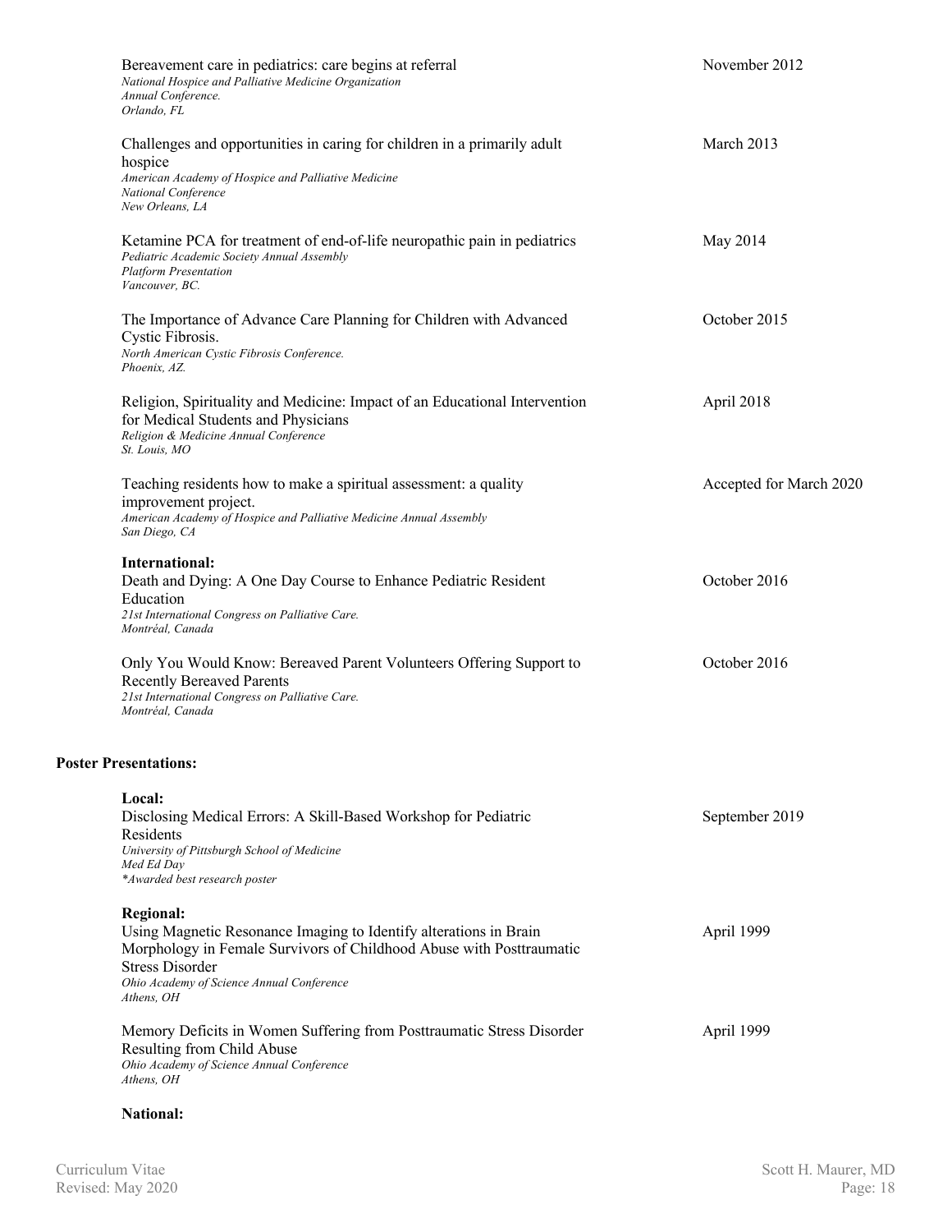Bereavement care in pediatrics: care begins at referral — November 2012
*National Hospice and Palliative Medicine Organization*
*Annual Conference.*
*Orlando, FL*

Challenges and opportunities in caring for children in a primarily adult hospice — March 2013
*American Academy of Hospice and Palliative Medicine*
*National Conference*
*New Orleans, LA*

Ketamine PCA for treatment of end-of-life neuropathic pain in pediatrics — May 2014
*Pediatric Academic Society Annual Assembly*
*Platform Presentation*
*Vancouver, BC.*

The Importance of Advance Care Planning for Children with Advanced Cystic Fibrosis. — October 2015
*North American Cystic Fibrosis Conference.*
*Phoenix, AZ.*

Religion, Spirituality and Medicine: Impact of an Educational Intervention for Medical Students and Physicians — April 2018
*Religion & Medicine Annual Conference*
*St. Louis, MO*

Teaching residents how to make a spiritual assessment: a quality improvement project. — Accepted for March 2020
*American Academy of Hospice and Palliative Medicine Annual Assembly*
*San Diego, CA*

**International:**

Death and Dying: A One Day Course to Enhance Pediatric Resident Education — October 2016
*21st International Congress on Palliative Care.*
*Montréal, Canada*

Only You Would Know: Bereaved Parent Volunteers Offering Support to Recently Bereaved Parents — October 2016
*21st International Congress on Palliative Care.*
*Montréal, Canada*

**Poster Presentations:**

**Local:**

Disclosing Medical Errors: A Skill-Based Workshop for Pediatric Residents — September 2019
*University of Pittsburgh School of Medicine*
*Med Ed Day*
**Awarded best research poster*

**Regional:**

Using Magnetic Resonance Imaging to Identify alterations in Brain Morphology in Female Survivors of Childhood Abuse with Posttraumatic Stress Disorder — April 1999
*Ohio Academy of Science Annual Conference*
*Athens, OH*

Memory Deficits in Women Suffering from Posttraumatic Stress Disorder Resulting from Child Abuse — April 1999
*Ohio Academy of Science Annual Conference*
*Athens, OH*

**National:**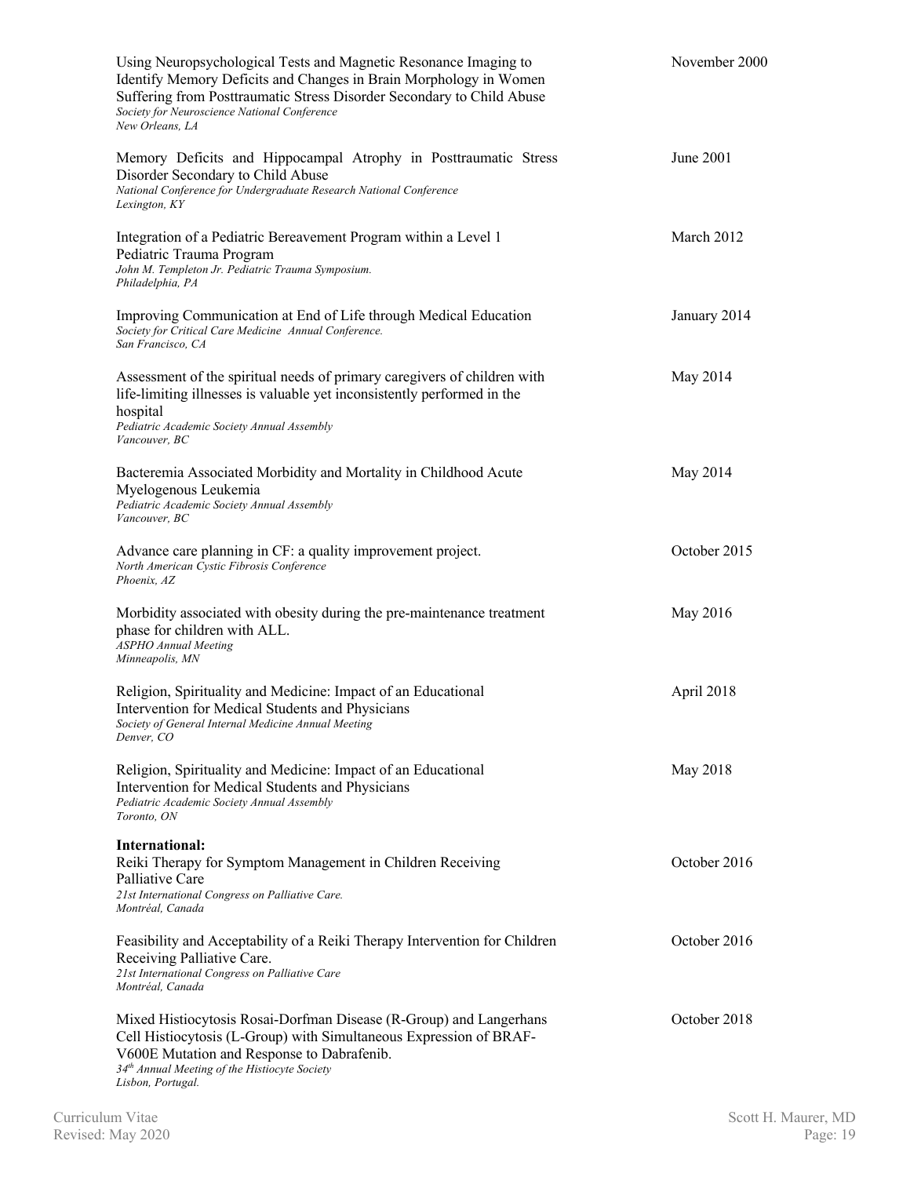Using Neuropsychological Tests and Magnetic Resonance Imaging to Identify Memory Deficits and Changes in Brain Morphology in Women Suffering from Posttraumatic Stress Disorder Secondary to Child Abuse — November 2000
*Society for Neuroscience National Conference*
*New Orleans, LA*

Memory Deficits and Hippocampal Atrophy in Posttraumatic Stress Disorder Secondary to Child Abuse — June 2001
*National Conference for Undergraduate Research National Conference*
*Lexington, KY*

Integration of a Pediatric Bereavement Program within a Level 1 Pediatric Trauma Program — March 2012
*John M. Templeton Jr. Pediatric Trauma Symposium.*
*Philadelphia, PA*

Improving Communication at End of Life through Medical Education — January 2014
*Society for Critical Care Medicine Annual Conference.*
*San Francisco, CA*

Assessment of the spiritual needs of primary caregivers of children with life-limiting illnesses is valuable yet inconsistently performed in the hospital — May 2014
*Pediatric Academic Society Annual Assembly*
*Vancouver, BC*

Bacteremia Associated Morbidity and Mortality in Childhood Acute Myelogenous Leukemia — May 2014
*Pediatric Academic Society Annual Assembly*
*Vancouver, BC*

Advance care planning in CF: a quality improvement project. — October 2015
*North American Cystic Fibrosis Conference*
*Phoenix, AZ*

Morbidity associated with obesity during the pre-maintenance treatment phase for children with ALL. — May 2016
*ASPHO Annual Meeting*
*Minneapolis, MN*

Religion, Spirituality and Medicine: Impact of an Educational Intervention for Medical Students and Physicians — April 2018
*Society of General Internal Medicine Annual Meeting*
*Denver, CO*

Religion, Spirituality and Medicine: Impact of an Educational Intervention for Medical Students and Physicians — May 2018
*Pediatric Academic Society Annual Assembly*
*Toronto, ON*

**International:**

Reiki Therapy for Symptom Management in Children Receiving Palliative Care — October 2016
*21st International Congress on Palliative Care.*
*Montréal, Canada*

Feasibility and Acceptability of a Reiki Therapy Intervention for Children Receiving Palliative Care. — October 2016
*21st International Congress on Palliative Care*
*Montréal, Canada*

Mixed Histiocytosis Rosai-Dorfman Disease (R-Group) and Langerhans Cell Histiocytosis (L-Group) with Simultaneous Expression of BRAF-V600E Mutation and Response to Dabrafenib. — October 2018
*34th Annual Meeting of the Histiocyte Society*
*Lisbon, Portugal.*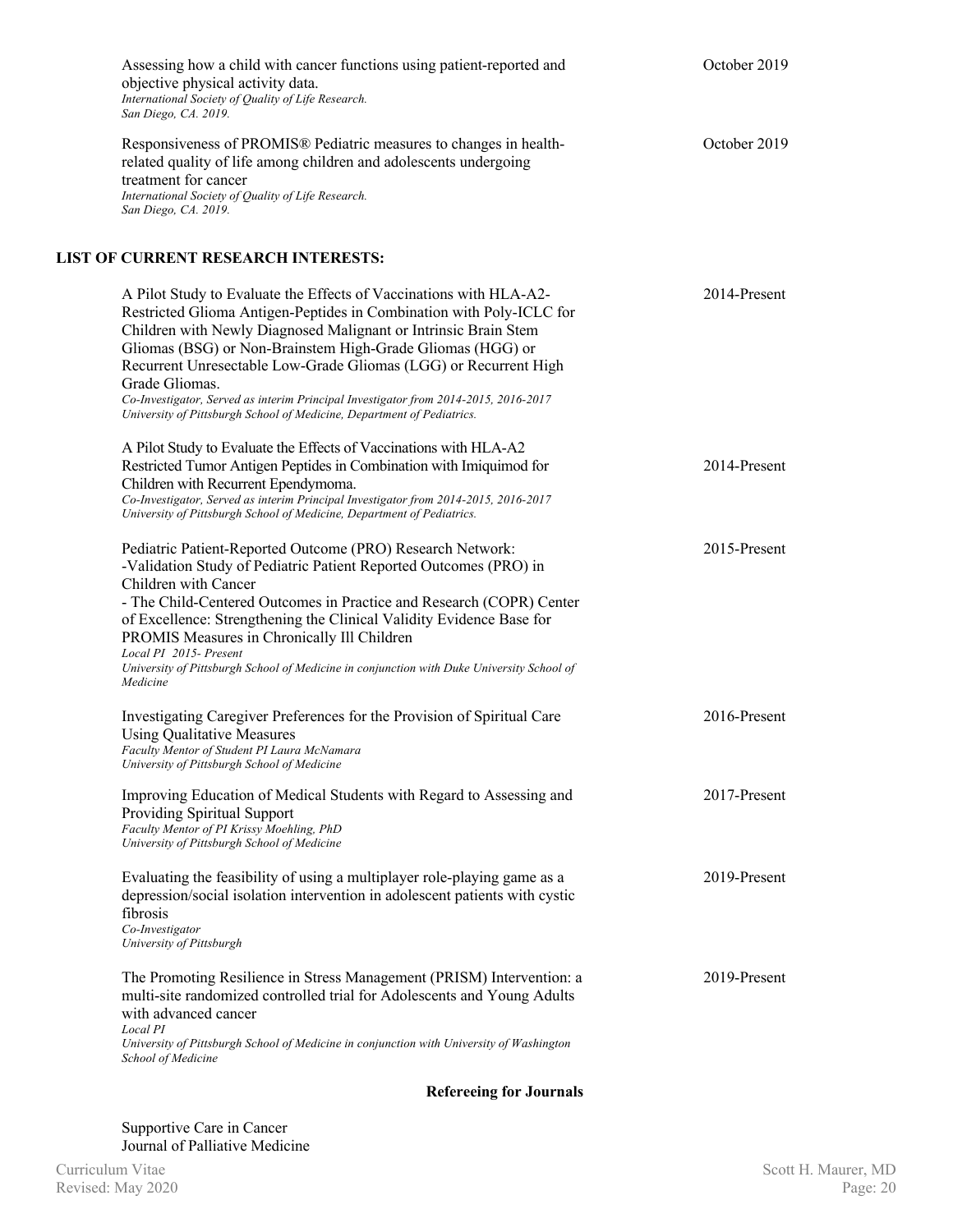Assessing how a child with cancer functions using patient-reported and objective physical activity data.
*International Society of Quality of Life Research.*
*San Diego, CA. 2019.*
October 2019

Responsiveness of PROMIS® Pediatric measures to changes in health-related quality of life among children and adolescents undergoing treatment for cancer
*International Society of Quality of Life Research.*
*San Diego, CA. 2019.*
October 2019

**LIST OF CURRENT RESEARCH INTERESTS:**

A Pilot Study to Evaluate the Effects of Vaccinations with HLA-A2-Restricted Glioma Antigen-Peptides in Combination with Poly-ICLC for Children with Newly Diagnosed Malignant or Intrinsic Brain Stem Gliomas (BSG) or Non-Brainstem High-Grade Gliomas (HGG) or Recurrent Unresectable Low-Grade Gliomas (LGG) or Recurrent High Grade Gliomas.
*Co-Investigator, Served as interim Principal Investigator from 2014-2015, 2016-2017*
*University of Pittsburgh School of Medicine, Department of Pediatrics.*
2014-Present

A Pilot Study to Evaluate the Effects of Vaccinations with HLA-A2 Restricted Tumor Antigen Peptides in Combination with Imiquimod for Children with Recurrent Ependymoma.
*Co-Investigator, Served as interim Principal Investigator from 2014-2015, 2016-2017*
*University of Pittsburgh School of Medicine, Department of Pediatrics.*
2014-Present

Pediatric Patient-Reported Outcome (PRO) Research Network:
-Validation Study of Pediatric Patient Reported Outcomes (PRO) in Children with Cancer
- The Child-Centered Outcomes in Practice and Research (COPR) Center of Excellence: Strengthening the Clinical Validity Evidence Base for PROMIS Measures in Chronically Ill Children
*Local PI 2015- Present*
*University of Pittsburgh School of Medicine in conjunction with Duke University School of Medicine*
2015-Present

Investigating Caregiver Preferences for the Provision of Spiritual Care Using Qualitative Measures
*Faculty Mentor of Student PI Laura McNamara*
*University of Pittsburgh School of Medicine*
2016-Present

Improving Education of Medical Students with Regard to Assessing and Providing Spiritual Support
*Faculty Mentor of PI Krissy Moehling, PhD*
*University of Pittsburgh School of Medicine*
2017-Present

Evaluating the feasibility of using a multiplayer role-playing game as a depression/social isolation intervention in adolescent patients with cystic fibrosis
*Co-Investigator*
*University of Pittsburgh*
2019-Present

The Promoting Resilience in Stress Management (PRISM) Intervention: a multi-site randomized controlled trial for Adolescents and Young Adults with advanced cancer
*Local PI*
*University of Pittsburgh School of Medicine in conjunction with University of Washington School of Medicine*
2019-Present

**Refereeing for Journals**

Supportive Care in Cancer
Journal of Palliative Medicine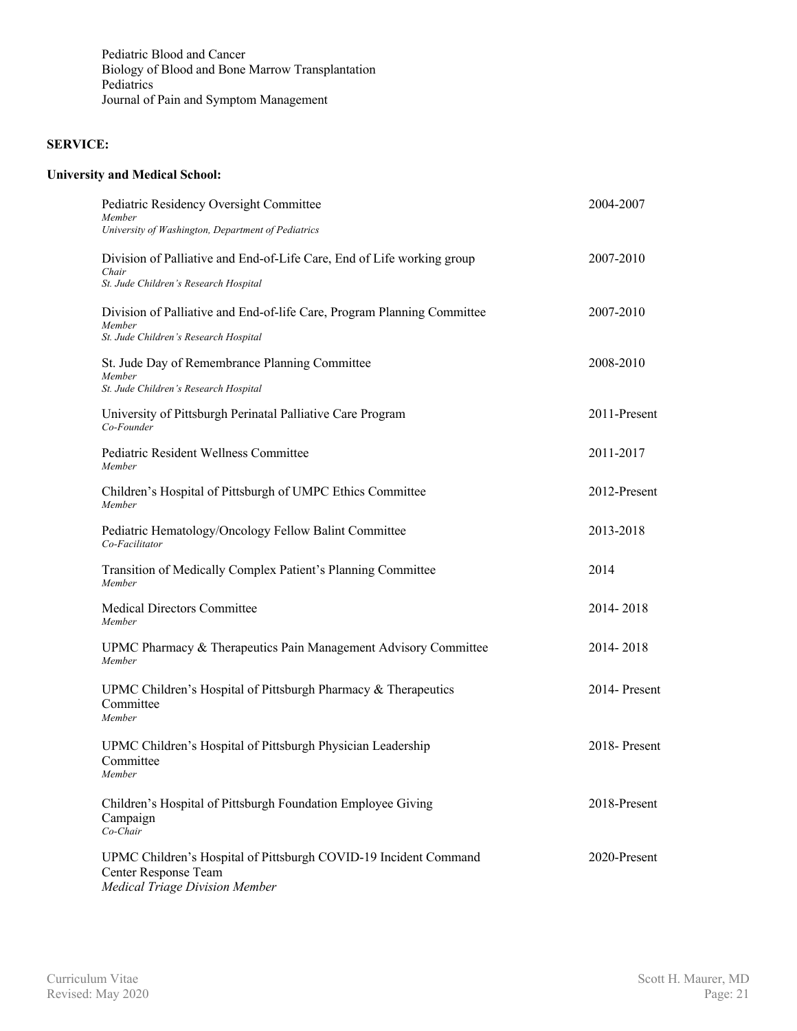Pediatric Blood and Cancer
Biology of Blood and Bone Marrow Transplantation
Pediatrics
Journal of Pain and Symptom Management

**SERVICE:**

**University and Medical School:**

Pediatric Residency Oversight Committee — 2004-2007
*Member*
*University of Washington, Department of Pediatrics*

Division of Palliative and End-of-Life Care, End of Life working group — 2007-2010
*Chair*
*St. Jude Children's Research Hospital*

Division of Palliative and End-of-life Care, Program Planning Committee — 2007-2010
*Member*
*St. Jude Children's Research Hospital*

St. Jude Day of Remembrance Planning Committee — 2008-2010
*Member*
*St. Jude Children's Research Hospital*

University of Pittsburgh Perinatal Palliative Care Program — 2011-Present
*Co-Founder*

Pediatric Resident Wellness Committee — 2011-2017
*Member*

Children's Hospital of Pittsburgh of UMPC Ethics Committee — 2012-Present
*Member*

Pediatric Hematology/Oncology Fellow Balint Committee — 2013-2018
*Co-Facilitator*

Transition of Medically Complex Patient's Planning Committee — 2014
*Member*

Medical Directors Committee — 2014- 2018
*Member*

UPMC Pharmacy & Therapeutics Pain Management Advisory Committee — 2014- 2018
*Member*

UPMC Children's Hospital of Pittsburgh Pharmacy & Therapeutics Committee — 2014- Present
*Member*

UPMC Children's Hospital of Pittsburgh Physician Leadership Committee — 2018- Present
*Member*

Children's Hospital of Pittsburgh Foundation Employee Giving Campaign — 2018-Present
*Co-Chair*

UPMC Children's Hospital of Pittsburgh COVID-19 Incident Command Center Response Team — 2020-Present
*Medical Triage Division Member*